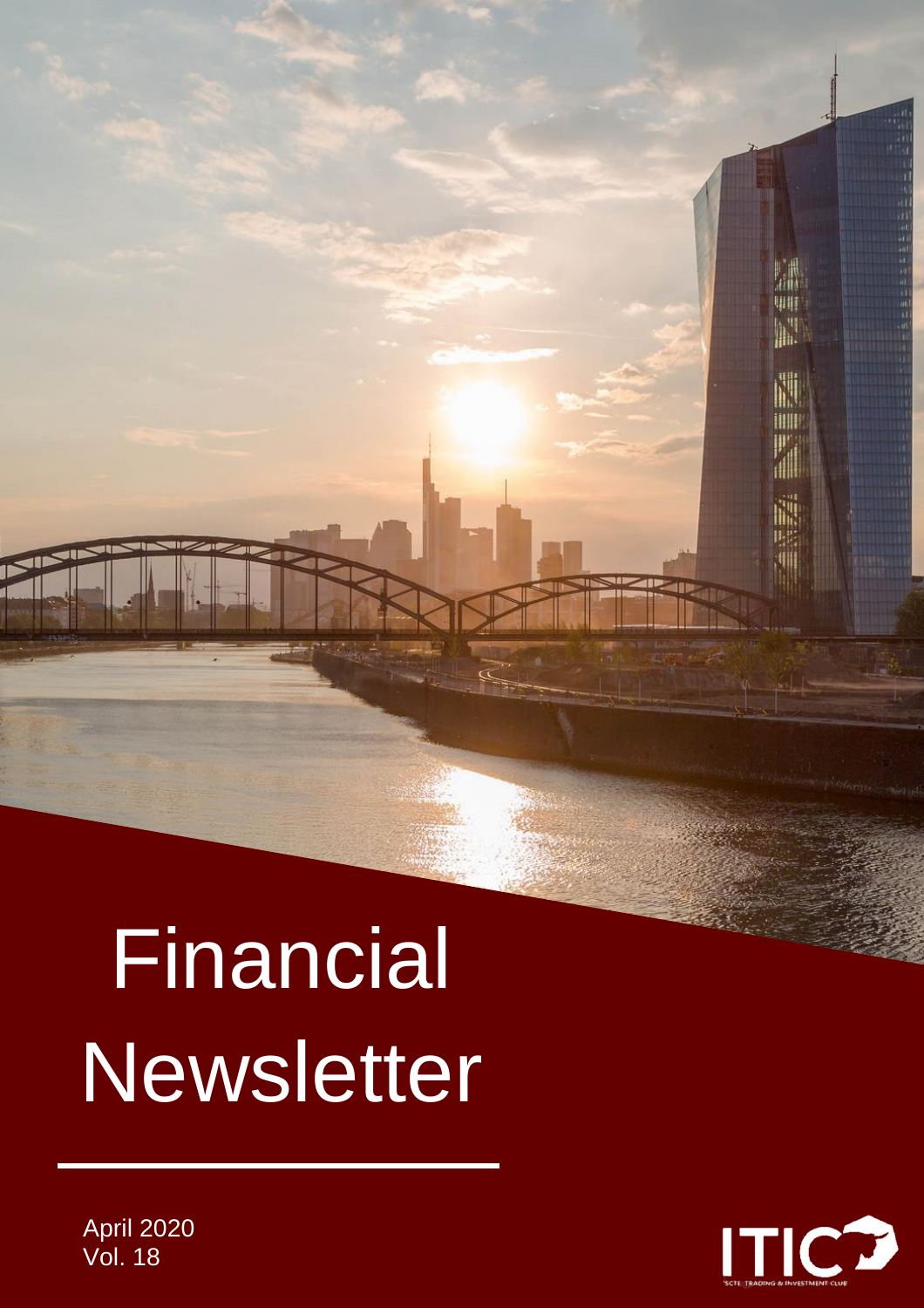# Financial Newsletter

April 2020
Vol. 18

ITIC

ISCTE TRADING & INVESTMENT CLUB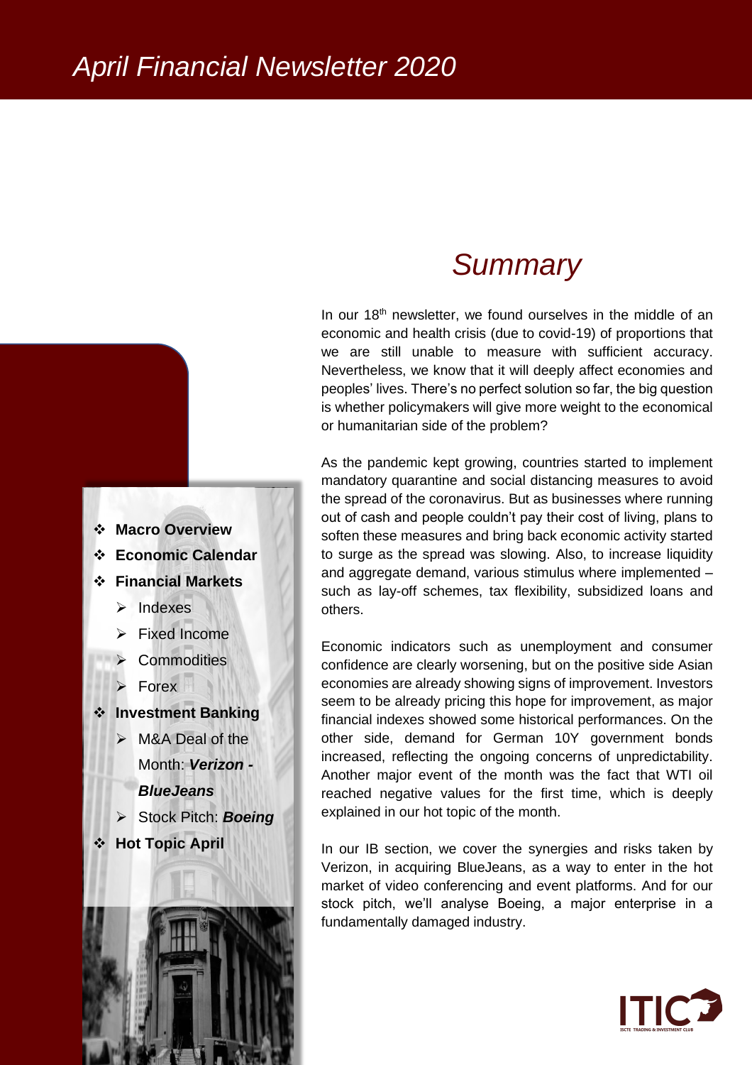# April Financial Newsletter 2020

- **Macro Overview**
- **Economic Calendar**
- **Financial Markets**
  - Indexes
  - Fixed Income
  - Commodities
  - Forex
- **Investment Banking**
  - M&A Deal of the Month: ***Verizon - BlueJeans***
  - Stock Pitch: ***Boeing***
- **Hot Topic April**

## *Summary*

In our 18th newsletter, we found ourselves in the middle of an economic and health crisis (due to covid-19) of proportions that we are still unable to measure with sufficient accuracy. Nevertheless, we know that it will deeply affect economies and peoples' lives. There's no perfect solution so far, the big question is whether policymakers will give more weight to the economical or humanitarian side of the problem?

As the pandemic kept growing, countries started to implement mandatory quarantine and social distancing measures to avoid the spread of the coronavirus. But as businesses where running out of cash and people couldn't pay their cost of living, plans to soften these measures and bring back economic activity started to surge as the spread was slowing. Also, to increase liquidity and aggregate demand, various stimulus where implemented – such as lay-off schemes, tax flexibility, subsidized loans and others.

Economic indicators such as unemployment and consumer confidence are clearly worsening, but on the positive side Asian economies are already showing signs of improvement. Investors seem to be already pricing this hope for improvement, as major financial indexes showed some historical performances. On the other side, demand for German 10Y government bonds increased, reflecting the ongoing concerns of unpredictability. Another major event of the month was the fact that WTI oil reached negative values for the first time, which is deeply explained in our hot topic of the month.

In our IB section, we cover the synergies and risks taken by Verizon, in acquiring BlueJeans, as a way to enter in the hot market of video conferencing and event platforms. And for our stock pitch, we'll analyse Boeing, a major enterprise in a fundamentally damaged industry.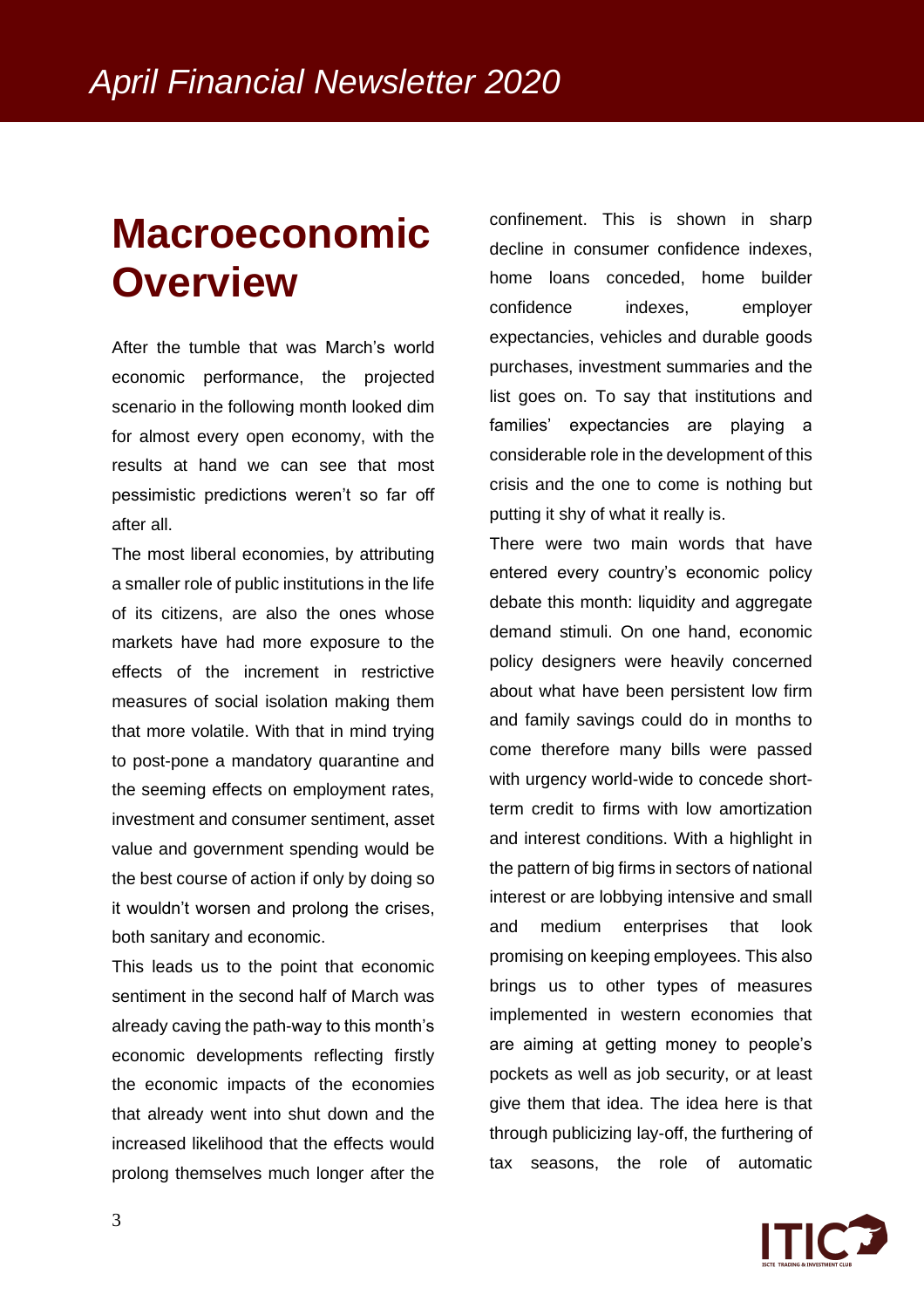# Macroeconomic Overview

After the tumble that was March's world economic performance, the projected scenario in the following month looked dim for almost every open economy, with the results at hand we can see that most pessimistic predictions weren't so far off after all.

The most liberal economies, by attributing a smaller role of public institutions in the life of its citizens, are also the ones whose markets have had more exposure to the effects of the increment in restrictive measures of social isolation making them that more volatile. With that in mind trying to post-pone a mandatory quarantine and the seeming effects on employment rates, investment and consumer sentiment, asset value and government spending would be the best course of action if only by doing so it wouldn't worsen and prolong the crises, both sanitary and economic.

This leads us to the point that economic sentiment in the second half of March was already caving the path-way to this month's economic developments reflecting firstly the economic impacts of the economies that already went into shut down and the increased likelihood that the effects would prolong themselves much longer after the confinement. This is shown in sharp decline in consumer confidence indexes, home loans conceded, home builder confidence indexes, employer expectancies, vehicles and durable goods purchases, investment summaries and the list goes on. To say that institutions and families' expectancies are playing a considerable role in the development of this crisis and the one to come is nothing but putting it shy of what it really is.

There were two main words that have entered every country's economic policy debate this month: liquidity and aggregate demand stimuli. On one hand, economic policy designers were heavily concerned about what have been persistent low firm and family savings could do in months to come therefore many bills were passed with urgency world-wide to concede short-term credit to firms with low amortization and interest conditions. With a highlight in the pattern of big firms in sectors of national interest or are lobbying intensive and small and medium enterprises that look promising on keeping employees. This also brings us to other types of measures implemented in western economies that are aiming at getting money to people's pockets as well as job security, or at least give them that idea. The idea here is that through publicizing lay-off, the furthering of tax seasons, the role of automatic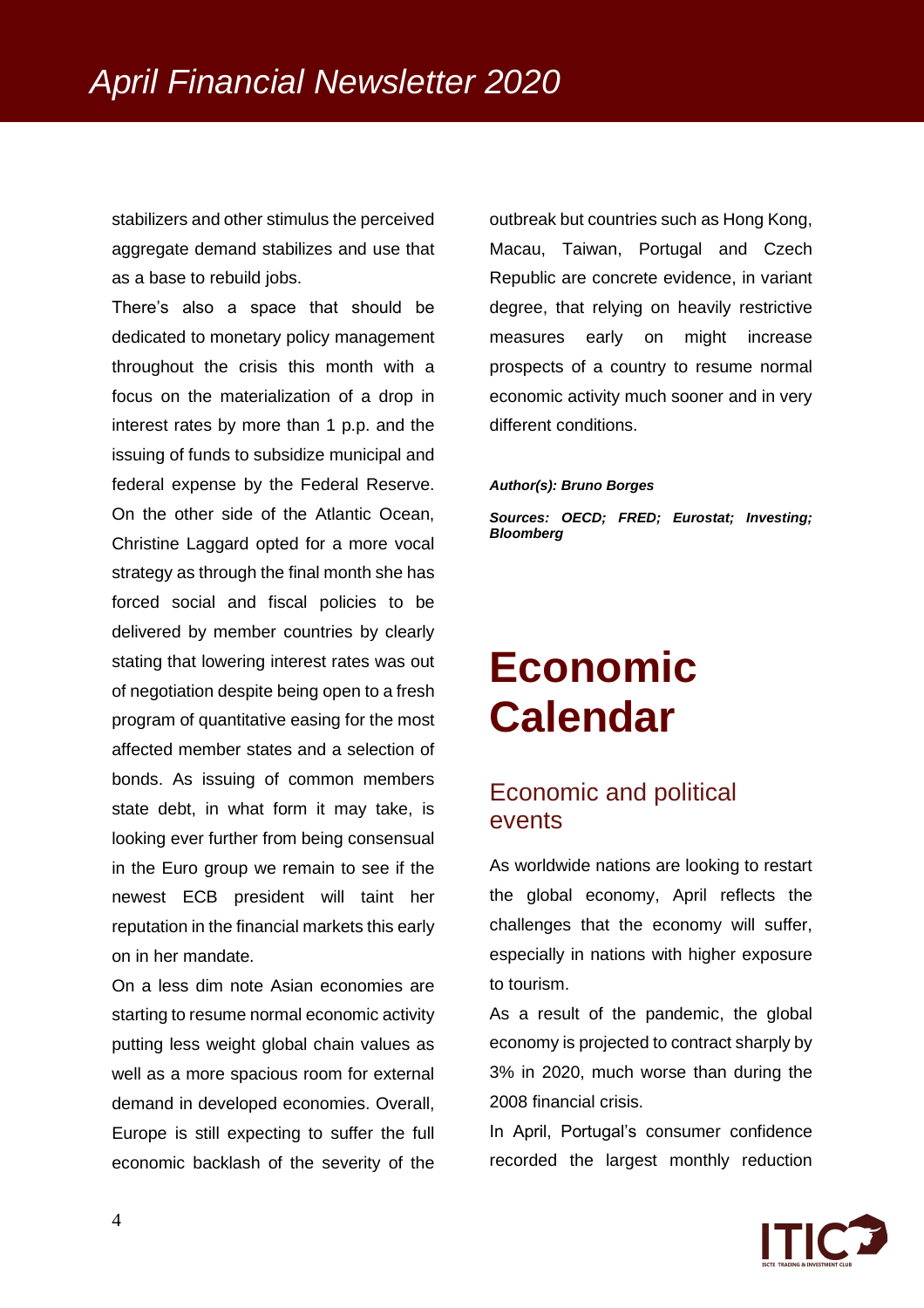stabilizers and other stimulus the perceived aggregate demand stabilizes and use that as a base to rebuild jobs.

There's also a space that should be dedicated to monetary policy management throughout the crisis this month with a focus on the materialization of a drop in interest rates by more than 1 p.p. and the issuing of funds to subsidize municipal and federal expense by the Federal Reserve. On the other side of the Atlantic Ocean, Christine Laggard opted for a more vocal strategy as through the final month she has forced social and fiscal policies to be delivered by member countries by clearly stating that lowering interest rates was out of negotiation despite being open to a fresh program of quantitative easing for the most affected member states and a selection of bonds. As issuing of common members state debt, in what form it may take, is looking ever further from being consensual in the Euro group we remain to see if the newest ECB president will taint her reputation in the financial markets this early on in her mandate.

On a less dim note Asian economies are starting to resume normal economic activity putting less weight global chain values as well as a more spacious room for external demand in developed economies. Overall, Europe is still expecting to suffer the full economic backlash of the severity of the outbreak but countries such as Hong Kong, Macau, Taiwan, Portugal and Czech Republic are concrete evidence, in variant degree, that relying on heavily restrictive measures early on might increase prospects of a country to resume normal economic activity much sooner and in very different conditions.

***Author(s): Bruno Borges***

***Sources: OECD; FRED; Eurostat; Investing; Bloomberg***

# Economic Calendar

## Economic and political events

As worldwide nations are looking to restart the global economy, April reflects the challenges that the economy will suffer, especially in nations with higher exposure to tourism.

As a result of the pandemic, the global economy is projected to contract sharply by 3% in 2020, much worse than during the 2008 financial crisis.

In April, Portugal's consumer confidence recorded the largest monthly reduction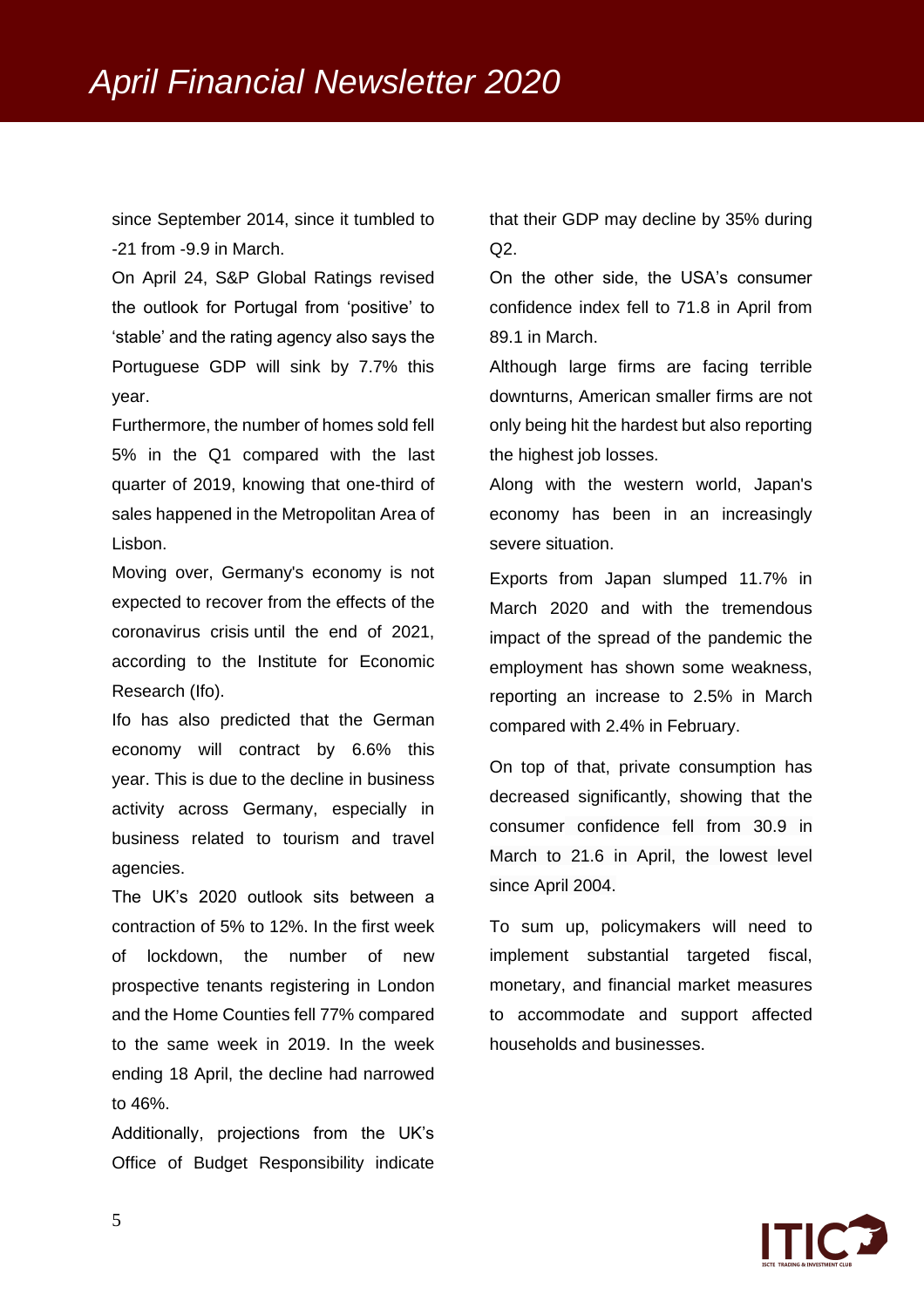since September 2014, since it tumbled to -21 from -9.9 in March.

On April 24, S&P Global Ratings revised the outlook for Portugal from 'positive' to 'stable' and the rating agency also says the Portuguese GDP will sink by 7.7% this year.

Furthermore, the number of homes sold fell 5% in the Q1 compared with the last quarter of 2019, knowing that one-third of sales happened in the Metropolitan Area of Lisbon.

Moving over, Germany's economy is not expected to recover from the effects of the coronavirus crisis until the end of 2021, according to the Institute for Economic Research (Ifo).

Ifo has also predicted that the German economy will contract by 6.6% this year. This is due to the decline in business activity across Germany, especially in business related to tourism and travel agencies.

The UK's 2020 outlook sits between a contraction of 5% to 12%. In the first week of lockdown, the number of new prospective tenants registering in London and the Home Counties fell 77% compared to the same week in 2019. In the week ending 18 April, the decline had narrowed to 46%.

Additionally, projections from the UK's Office of Budget Responsibility indicate that their GDP may decline by 35% during Q2.

On the other side, the USA's consumer confidence index fell to 71.8 in April from 89.1 in March.

Although large firms are facing terrible downturns, American smaller firms are not only being hit the hardest but also reporting the highest job losses.

Along with the western world, Japan's economy has been in an increasingly severe situation.

Exports from Japan slumped 11.7% in March 2020 and with the tremendous impact of the spread of the pandemic the employment has shown some weakness, reporting an increase to 2.5% in March compared with 2.4% in February.

On top of that, private consumption has decreased significantly, showing that the consumer confidence fell from 30.9 in March to 21.6 in April, the lowest level since April 2004.

To sum up, policymakers will need to implement substantial targeted fiscal, monetary, and financial market measures to accommodate and support affected households and businesses.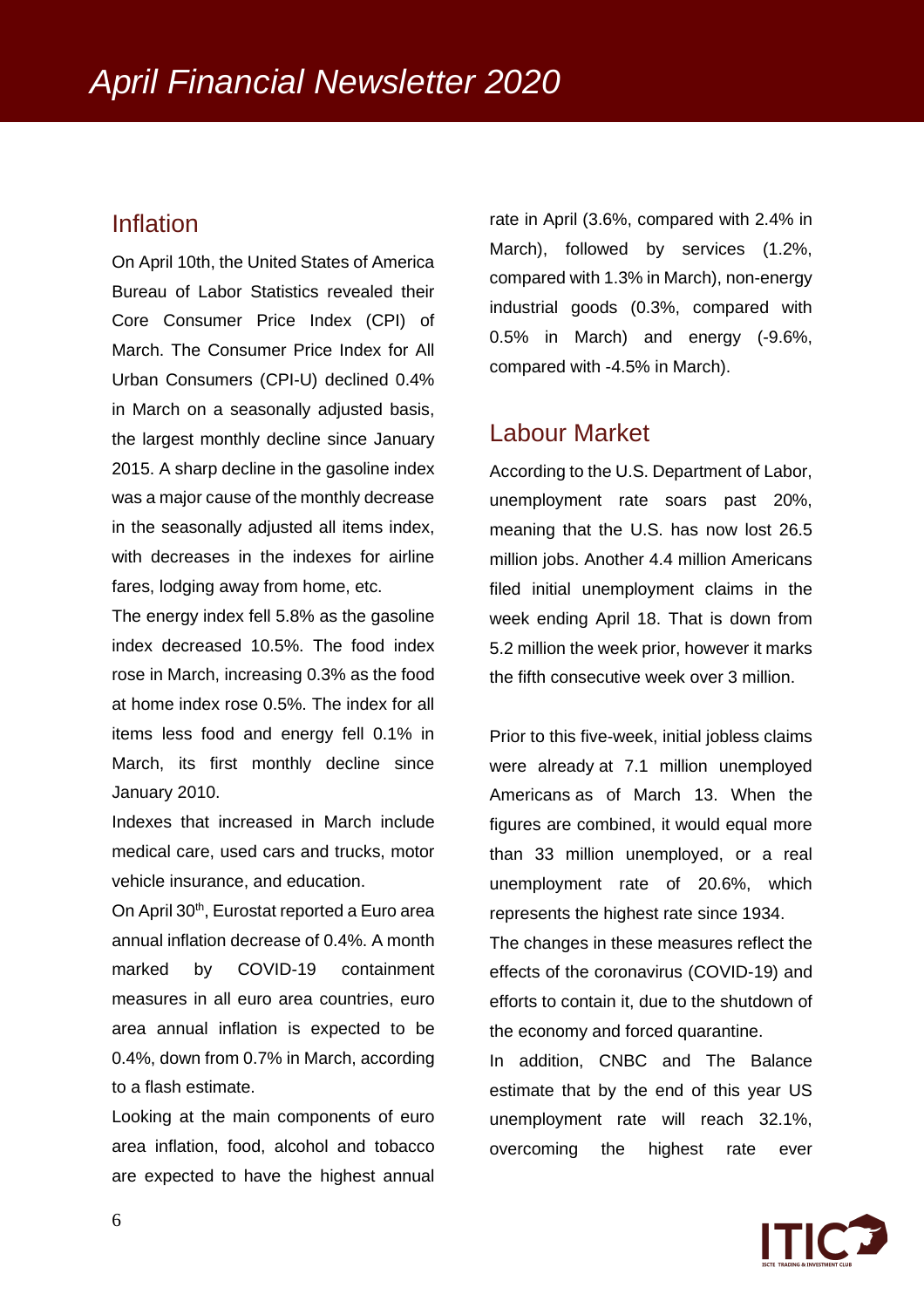# April Financial Newsletter 2020

## Inflation

On April 10th, the United States of America Bureau of Labor Statistics revealed their Core Consumer Price Index (CPI) of March. The Consumer Price Index for All Urban Consumers (CPI-U) declined 0.4% in March on a seasonally adjusted basis, the largest monthly decline since January 2015. A sharp decline in the gasoline index was a major cause of the monthly decrease in the seasonally adjusted all items index, with decreases in the indexes for airline fares, lodging away from home, etc.

The energy index fell 5.8% as the gasoline index decreased 10.5%. The food index rose in March, increasing 0.3% as the food at home index rose 0.5%. The index for all items less food and energy fell 0.1% in March, its first monthly decline since January 2010.

Indexes that increased in March include medical care, used cars and trucks, motor vehicle insurance, and education.

On April 30th, Eurostat reported a Euro area annual inflation decrease of 0.4%. A month marked by COVID-19 containment measures in all euro area countries, euro area annual inflation is expected to be 0.4%, down from 0.7% in March, according to a flash estimate.

Looking at the main components of euro area inflation, food, alcohol and tobacco are expected to have the highest annual rate in April (3.6%, compared with 2.4% in March), followed by services (1.2%, compared with 1.3% in March), non-energy industrial goods (0.3%, compared with 0.5% in March) and energy (-9.6%, compared with -4.5% in March).

## Labour Market

According to the U.S. Department of Labor, unemployment rate soars past 20%, meaning that the U.S. has now lost 26.5 million jobs. Another 4.4 million Americans filed initial unemployment claims in the week ending April 18. That is down from 5.2 million the week prior, however it marks the fifth consecutive week over 3 million.

Prior to this five-week, initial jobless claims were already at 7.1 million unemployed Americans as of March 13. When the figures are combined, it would equal more than 33 million unemployed, or a real unemployment rate of 20.6%, which represents the highest rate since 1934.

The changes in these measures reflect the effects of the coronavirus (COVID-19) and efforts to contain it, due to the shutdown of the economy and forced quarantine.

In addition, CNBC and The Balance estimate that by the end of this year US unemployment rate will reach 32.1%, overcoming the highest rate ever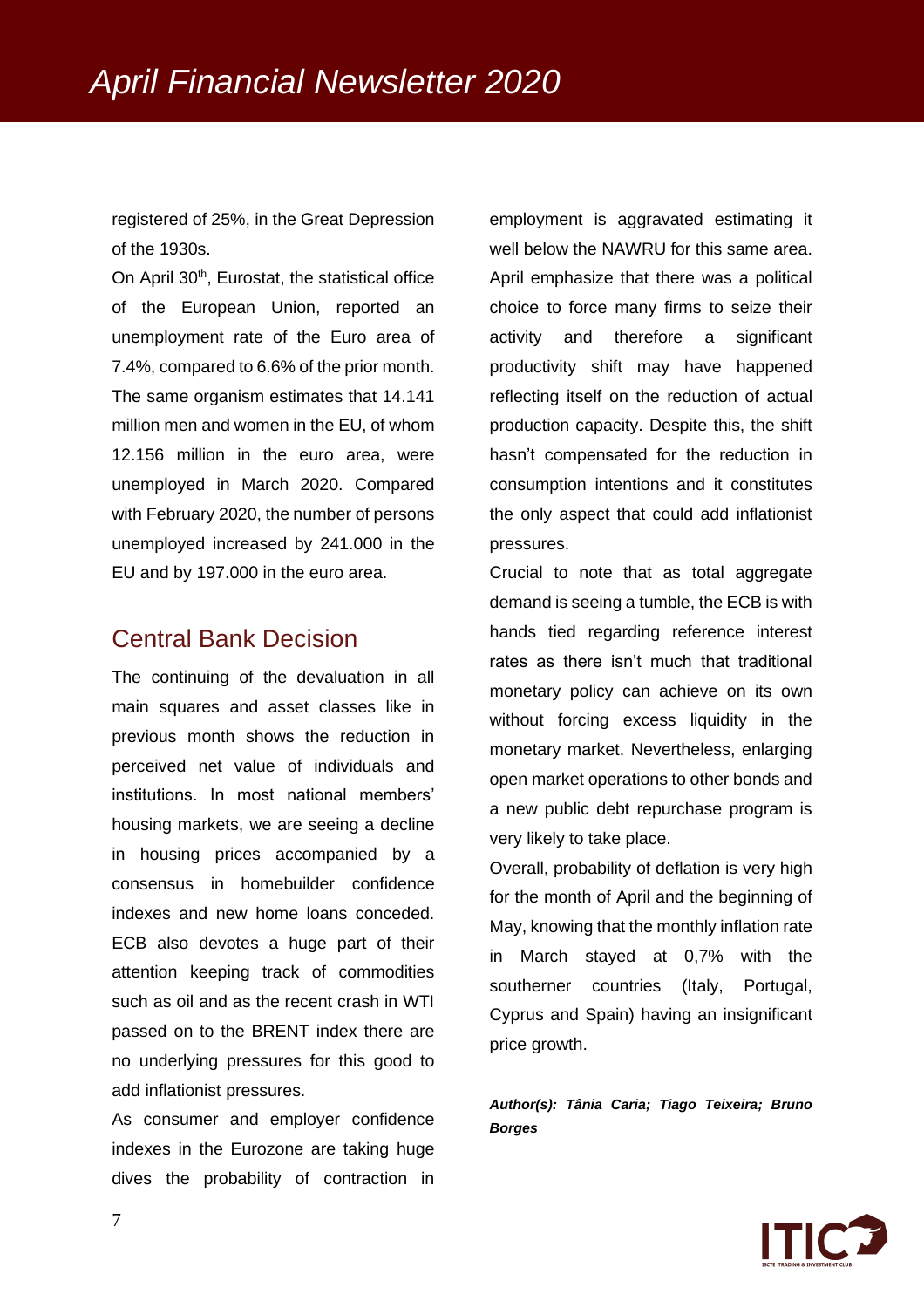registered of 25%, in the Great Depression of the 1930s.

On April 30th, Eurostat, the statistical office of the European Union, reported an unemployment rate of the Euro area of 7.4%, compared to 6.6% of the prior month. The same organism estimates that 14.141 million men and women in the EU, of whom 12.156 million in the euro area, were unemployed in March 2020. Compared with February 2020, the number of persons unemployed increased by 241.000 in the EU and by 197.000 in the euro area.

## Central Bank Decision

The continuing of the devaluation in all main squares and asset classes like in previous month shows the reduction in perceived net value of individuals and institutions. In most national members' housing markets, we are seeing a decline in housing prices accompanied by a consensus in homebuilder confidence indexes and new home loans conceded. ECB also devotes a huge part of their attention keeping track of commodities such as oil and as the recent crash in WTI passed on to the BRENT index there are no underlying pressures for this good to add inflationist pressures.

As consumer and employer confidence indexes in the Eurozone are taking huge dives the probability of contraction in employment is aggravated estimating it well below the NAWRU for this same area. April emphasize that there was a political choice to force many firms to seize their activity and therefore a significant productivity shift may have happened reflecting itself on the reduction of actual production capacity. Despite this, the shift hasn't compensated for the reduction in consumption intentions and it constitutes the only aspect that could add inflationist pressures.

Crucial to note that as total aggregate demand is seeing a tumble, the ECB is with hands tied regarding reference interest rates as there isn't much that traditional monetary policy can achieve on its own without forcing excess liquidity in the monetary market. Nevertheless, enlarging open market operations to other bonds and a new public debt repurchase program is very likely to take place.

Overall, probability of deflation is very high for the month of April and the beginning of May, knowing that the monthly inflation rate in March stayed at 0,7% with the southerner countries (Italy, Portugal, Cyprus and Spain) having an insignificant price growth.

***Author(s): Tânia Caria; Tiago Teixeira; Bruno Borges***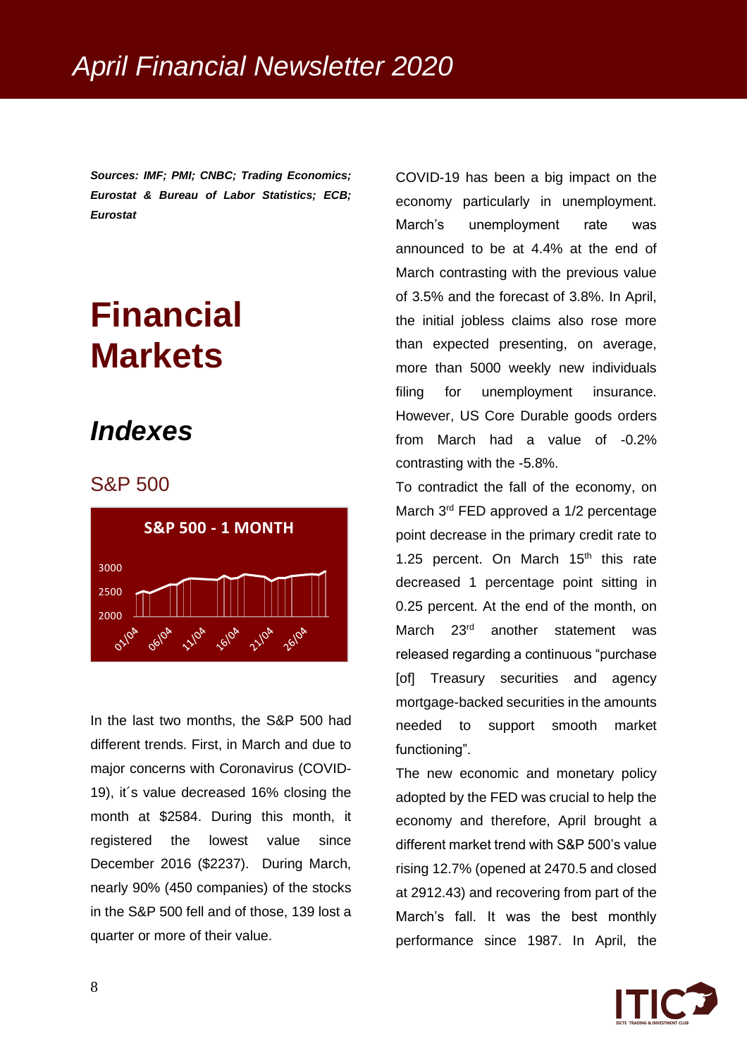*April Financial Newsletter 2020*

***Sources: IMF; PMI; CNBC; Trading Economics; Eurostat & Bureau of Labor Statistics; ECB; Eurostat***

# Financial Markets

## *Indexes*

### S&P 500

**S&P 500 - 1 MONTH**

In the last two months, the S&P 500 had different trends. First, in March and due to major concerns with Coronavirus (COVID-19), it´s value decreased 16% closing the month at $2584. During this month, it registered the lowest value since December 2016 ($2237). During March, nearly 90% (450 companies) of the stocks in the S&P 500 fell and of those, 139 lost a quarter or more of their value.

COVID-19 has been a big impact on the economy particularly in unemployment. March's unemployment rate was announced to be at 4.4% at the end of March contrasting with the previous value of 3.5% and the forecast of 3.8%. In April, the initial jobless claims also rose more than expected presenting, on average, more than 5000 weekly new individuals filing for unemployment insurance. However, US Core Durable goods orders from March had a value of -0.2% contrasting with the -5.8%.

To contradict the fall of the economy, on March 3rd FED approved a 1/2 percentage point decrease in the primary credit rate to 1.25 percent. On March 15th this rate decreased 1 percentage point sitting in 0.25 percent. At the end of the month, on March 23rd another statement was released regarding a continuous "purchase [of] Treasury securities and agency mortgage-backed securities in the amounts needed to support smooth market functioning".

The new economic and monetary policy adopted by the FED was crucial to help the economy and therefore, April brought a different market trend with S&P 500's value rising 12.7% (opened at 2470.5 and closed at 2912.43) and recovering from part of the March's fall. It was the best monthly performance since 1987. In April, the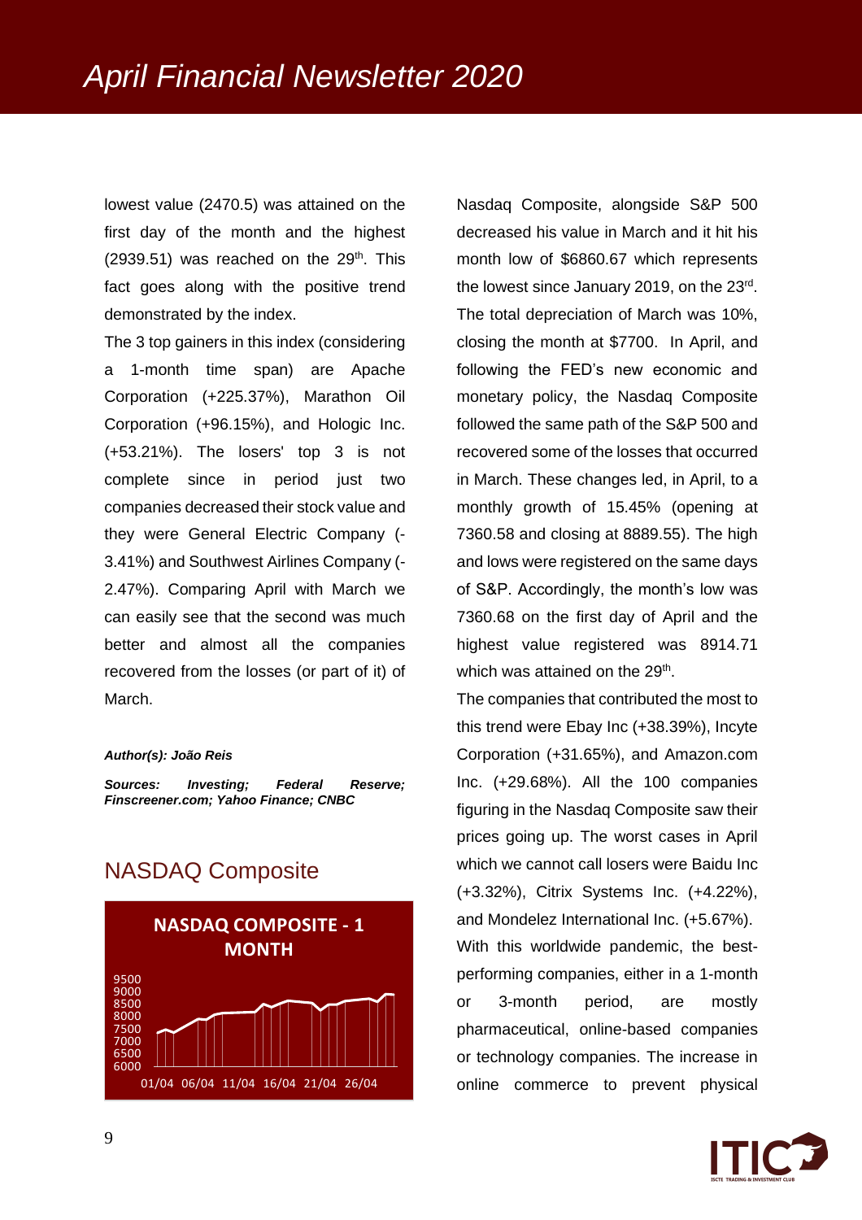lowest value (2470.5) was attained on the first day of the month and the highest (2939.51) was reached on the 29th. This fact goes along with the positive trend demonstrated by the index.

The 3 top gainers in this index (considering a 1-month time span) are Apache Corporation (+225.37%), Marathon Oil Corporation (+96.15%), and Hologic Inc. (+53.21%). The losers' top 3 is not complete since in period just two companies decreased their stock value and they were General Electric Company (-3.41%) and Southwest Airlines Company (-2.47%). Comparing April with March we can easily see that the second was much better and almost all the companies recovered from the losses (or part of it) of March.

***Author(s): João Reis***

***Sources: Investing; Federal Reserve; Finscreener.com; Yahoo Finance; CNBC***

## NASDAQ Composite

**NASDAQ COMPOSITE - 1 MONTH**

Nasdaq Composite, alongside S&P 500 decreased his value in March and it hit his month low of $6860.67 which represents the lowest since January 2019, on the 23rd. The total depreciation of March was 10%, closing the month at $7700. In April, and following the FED's new economic and monetary policy, the Nasdaq Composite followed the same path of the S&P 500 and recovered some of the losses that occurred in March. These changes led, in April, to a monthly growth of 15.45% (opening at 7360.58 and closing at 8889.55). The high and lows were registered on the same days of S&P. Accordingly, the month's low was 7360.68 on the first day of April and the highest value registered was 8914.71 which was attained on the 29th.

The companies that contributed the most to this trend were Ebay Inc (+38.39%), Incyte Corporation (+31.65%), and Amazon.com Inc. (+29.68%). All the 100 companies figuring in the Nasdaq Composite saw their prices going up. The worst cases in April which we cannot call losers were Baidu Inc (+3.32%), Citrix Systems Inc. (+4.22%), and Mondelez International Inc. (+5.67%).

With this worldwide pandemic, the best-performing companies, either in a 1-month or 3-month period, are mostly pharmaceutical, online-based companies or technology companies. The increase in online commerce to prevent physical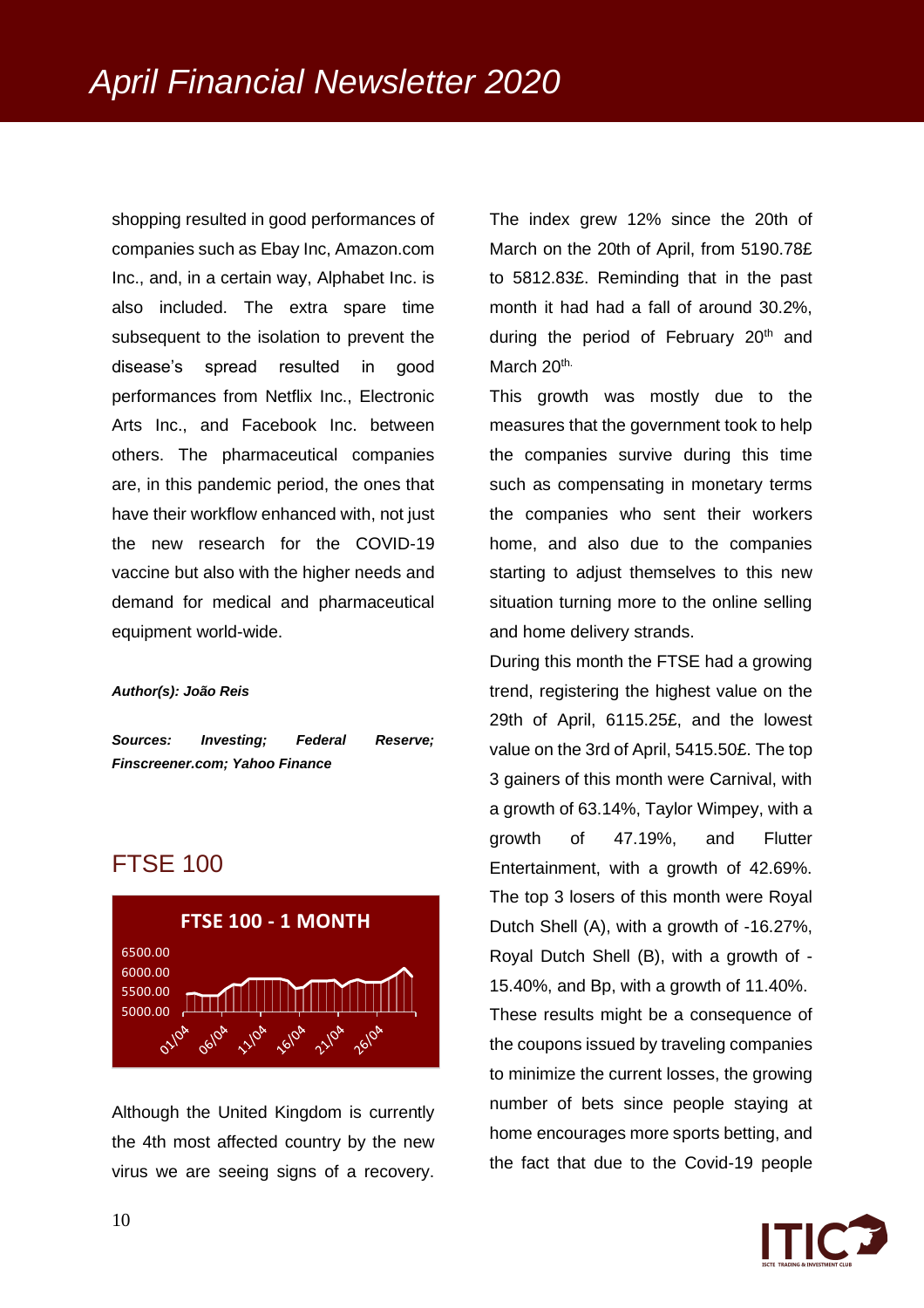shopping resulted in good performances of companies such as Ebay Inc, Amazon.com Inc., and, in a certain way, Alphabet Inc. is also included. The extra spare time subsequent to the isolation to prevent the disease's spread resulted in good performances from Netflix Inc., Electronic Arts Inc., and Facebook Inc. between others. The pharmaceutical companies are, in this pandemic period, the ones that have their workflow enhanced with, not just the new research for the COVID-19 vaccine but also with the higher needs and demand for medical and pharmaceutical equipment world-wide.

***Author(s): João Reis***

***Sources: Investing; Federal Reserve; Finscreener.com; Yahoo Finance***

## FTSE 100

**FTSE 100 - 1 MONTH**

Although the United Kingdom is currently the 4th most affected country by the new virus we are seeing signs of a recovery. The index grew 12% since the 20th of March on the 20th of April, from 5190.78£ to 5812.83£. Reminding that in the past month it had had a fall of around 30.2%, during the period of February 20th and March 20th.

This growth was mostly due to the measures that the government took to help the companies survive during this time such as compensating in monetary terms the companies who sent their workers home, and also due to the companies starting to adjust themselves to this new situation turning more to the online selling and home delivery strands.

During this month the FTSE had a growing trend, registering the highest value on the 29th of April, 6115.25£, and the lowest value on the 3rd of April, 5415.50£. The top 3 gainers of this month were Carnival, with a growth of 63.14%, Taylor Wimpey, with a growth of 47.19%, and Flutter Entertainment, with a growth of 42.69%. The top 3 losers of this month were Royal Dutch Shell (A), with a growth of -16.27%, Royal Dutch Shell (B), with a growth of -15.40%, and Bp, with a growth of 11.40%. These results might be a consequence of the coupons issued by traveling companies to minimize the current losses, the growing number of bets since people staying at home encourages more sports betting, and the fact that due to the Covid-19 people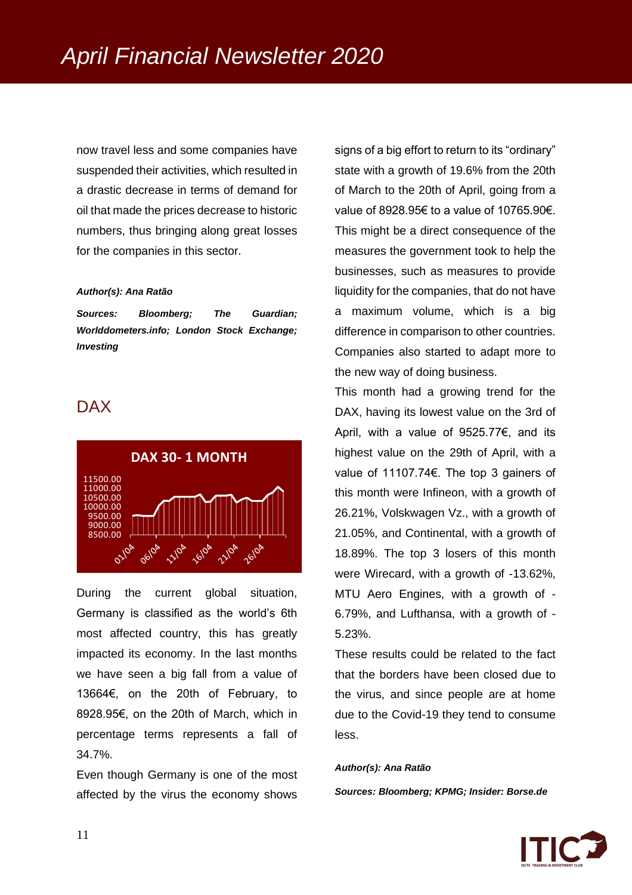now travel less and some companies have suspended their activities, which resulted in a drastic decrease in terms of demand for oil that made the prices decrease to historic numbers, thus bringing along great losses for the companies in this sector.

***Author(s): Ana Ratão***

***Sources: Bloomberg; The Guardian; Worlddometers.info; London Stock Exchange; Investing***

## DAX

During the current global situation, Germany is classified as the world's 6th most affected country, this has greatly impacted its economy. In the last months we have seen a big fall from a value of 13664€, on the 20th of February, to 8928.95€, on the 20th of March, which in percentage terms represents a fall of 34.7%.

Even though Germany is one of the most affected by the virus the economy shows signs of a big effort to return to its "ordinary" state with a growth of 19.6% from the 20th of March to the 20th of April, going from a value of 8928.95€ to a value of 10765.90€. This might be a direct consequence of the measures the government took to help the businesses, such as measures to provide liquidity for the companies, that do not have a maximum volume, which is a big difference in comparison to other countries. Companies also started to adapt more to the new way of doing business.

This month had a growing trend for the DAX, having its lowest value on the 3rd of April, with a value of 9525.77€, and its highest value on the 29th of April, with a value of 11107.74€. The top 3 gainers of this month were Infineon, with a growth of 26.21%, Volskwagen Vz., with a growth of 21.05%, and Continental, with a growth of 18.89%. The top 3 losers of this month were Wirecard, with a growth of -13.62%, MTU Aero Engines, with a growth of -6.79%, and Lufthansa, with a growth of -5.23%.

These results could be related to the fact that the borders have been closed due to the virus, and since people are at home due to the Covid-19 they tend to consume less.

***Author(s): Ana Ratão***

***Sources: Bloomberg; KPMG; Insider: Borse.de***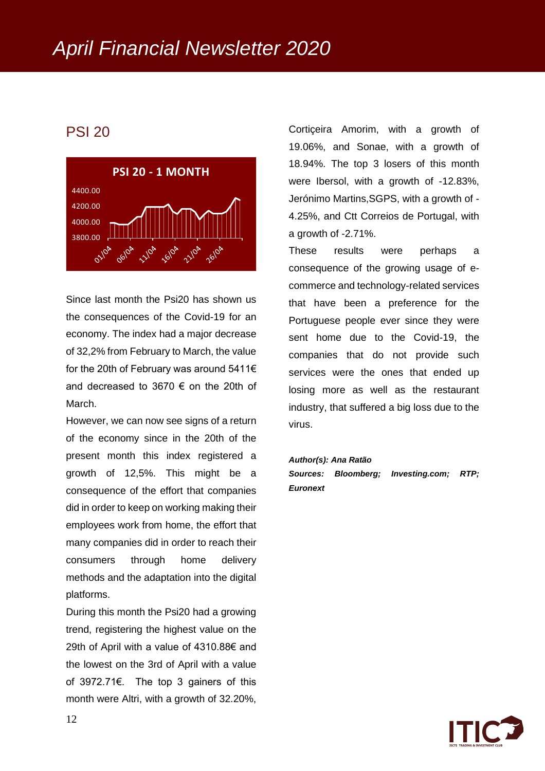# April Financial Newsletter 2020

## PSI 20

Since last month the Psi20 has shown us the consequences of the Covid-19 for an economy. The index had a major decrease of 32,2% from February to March, the value for the 20th of February was around 5411€ and decreased to 3670 € on the 20th of March.

However, we can now see signs of a return of the economy since in the 20th of the present month this index registered a growth of 12,5%. This might be a consequence of the effort that companies did in order to keep on working making their employees work from home, the effort that many companies did in order to reach their consumers through home delivery methods and the adaptation into the digital platforms.

During this month the Psi20 had a growing trend, registering the highest value on the 29th of April with a value of 4310.88€ and the lowest on the 3rd of April with a value of 3972.71€. The top 3 gainers of this month were Altri, with a growth of 32.20%, Corticeira Amorim, with a growth of 19.06%, and Sonae, with a growth of 18.94%. The top 3 losers of this month were Ibersol, with a growth of -12.83%, Jerónimo Martins,SGPS, with a growth of -4.25%, and Ctt Correios de Portugal, with a growth of -2.71%.

These results were perhaps a consequence of the growing usage of e-commerce and technology-related services that have been a preference for the Portuguese people ever since they were sent home due to the Covid-19, the companies that do not provide such services were the ones that ended up losing more as well as the restaurant industry, that suffered a big loss due to the virus.

***Author(s): Ana Ratão***

***Sources: Bloomberg; Investing.com; RTP; Euronext***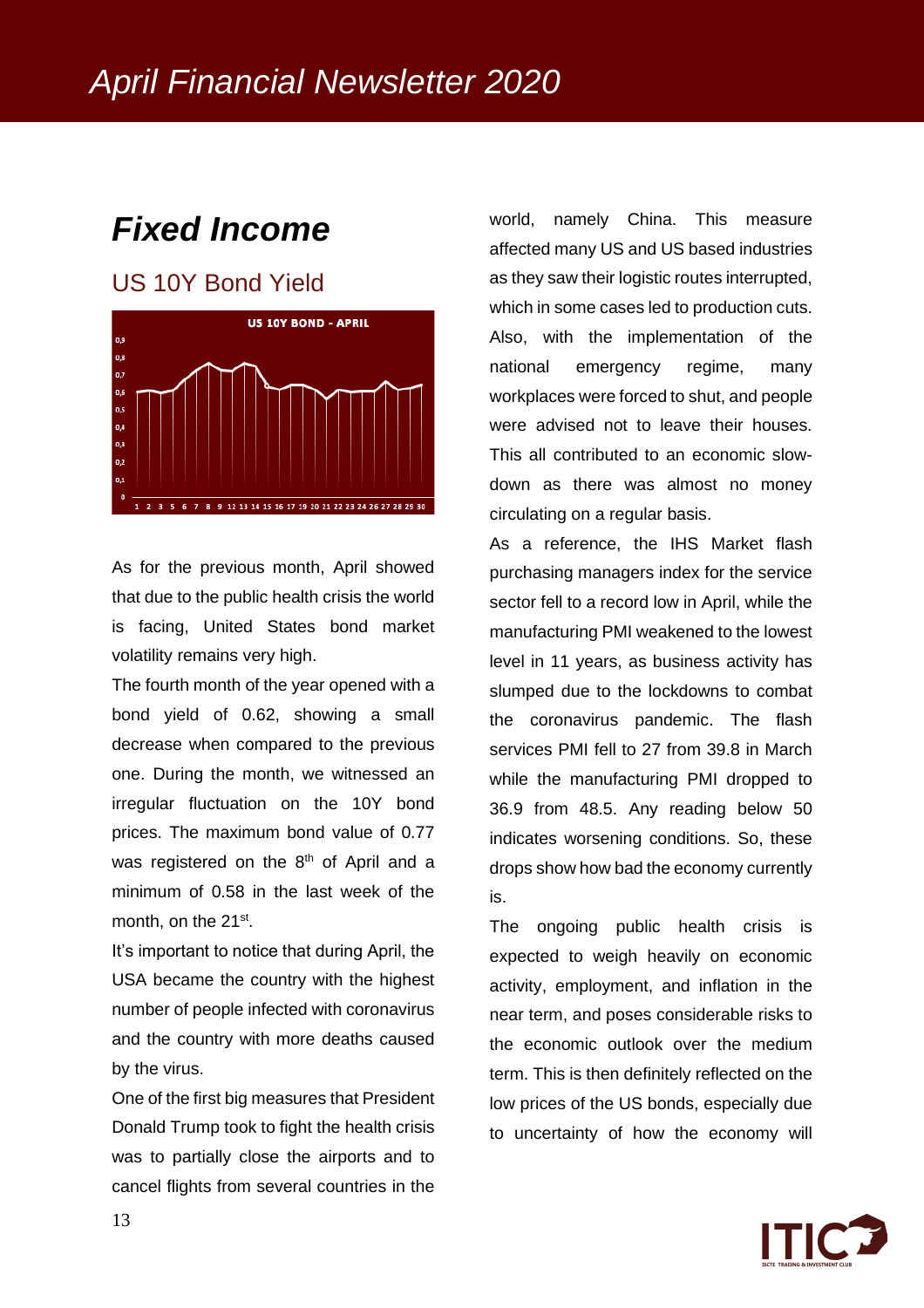# Fixed Income

## US 10Y Bond Yield

As for the previous month, April showed that due to the public health crisis the world is facing, United States bond market volatility remains very high.

The fourth month of the year opened with a bond yield of 0.62, showing a small decrease when compared to the previous one. During the month, we witnessed an irregular fluctuation on the 10Y bond prices. The maximum bond value of 0.77 was registered on the 8th of April and a minimum of 0.58 in the last week of the month, on the 21st.

It's important to notice that during April, the USA became the country with the highest number of people infected with coronavirus and the country with more deaths caused by the virus.

One of the first big measures that President Donald Trump took to fight the health crisis was to partially close the airports and to cancel flights from several countries in the world, namely China. This measure affected many US and US based industries as they saw their logistic routes interrupted, which in some cases led to production cuts. Also, with the implementation of the national emergency regime, many workplaces were forced to shut, and people were advised not to leave their houses. This all contributed to an economic slow-down as there was almost no money circulating on a regular basis.

As a reference, the IHS Market flash purchasing managers index for the service sector fell to a record low in April, while the manufacturing PMI weakened to the lowest level in 11 years, as business activity has slumped due to the lockdowns to combat the coronavirus pandemic. The flash services PMI fell to 27 from 39.8 in March while the manufacturing PMI dropped to 36.9 from 48.5. Any reading below 50 indicates worsening conditions. So, these drops show how bad the economy currently is.

The ongoing public health crisis is expected to weigh heavily on economic activity, employment, and inflation in the near term, and poses considerable risks to the economic outlook over the medium term. This is then definitely reflected on the low prices of the US bonds, especially due to uncertainty of how the economy will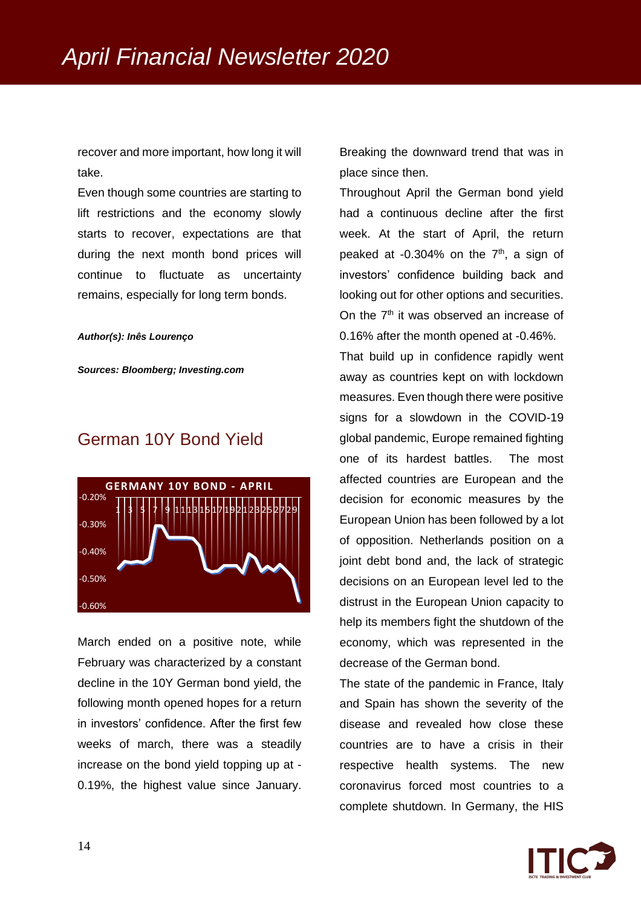recover and more important, how long it will take.

Even though some countries are starting to lift restrictions and the economy slowly starts to recover, expectations are that during the next month bond prices will continue to fluctuate as uncertainty remains, especially for long term bonds.

***Author(s): Inês Lourenço***

***Sources: Bloomberg; Investing.com***

## German 10Y Bond Yield

March ended on a positive note, while February was characterized by a constant decline in the 10Y German bond yield, the following month opened hopes for a return in investors' confidence. After the first few weeks of march, there was a steadily increase on the bond yield topping up at -0.19%, the highest value since January. Breaking the downward trend that was in place since then.

Throughout April the German bond yield had a continuous decline after the first week. At the start of April, the return peaked at -0.304% on the 7th, a sign of investors' confidence building back and looking out for other options and securities. On the 7th it was observed an increase of 0.16% after the month opened at -0.46%.

That build up in confidence rapidly went away as countries kept on with lockdown measures. Even though there were positive signs for a slowdown in the COVID-19 global pandemic, Europe remained fighting one of its hardest battles. The most affected countries are European and the decision for economic measures by the European Union has been followed by a lot of opposition. Netherlands position on a joint debt bond and, the lack of strategic decisions on an European level led to the distrust in the European Union capacity to help its members fight the shutdown of the economy, which was represented in the decrease of the German bond.

The state of the pandemic in France, Italy and Spain has shown the severity of the disease and revealed how close these countries are to have a crisis in their respective health systems. The new coronavirus forced most countries to a complete shutdown. In Germany, the HIS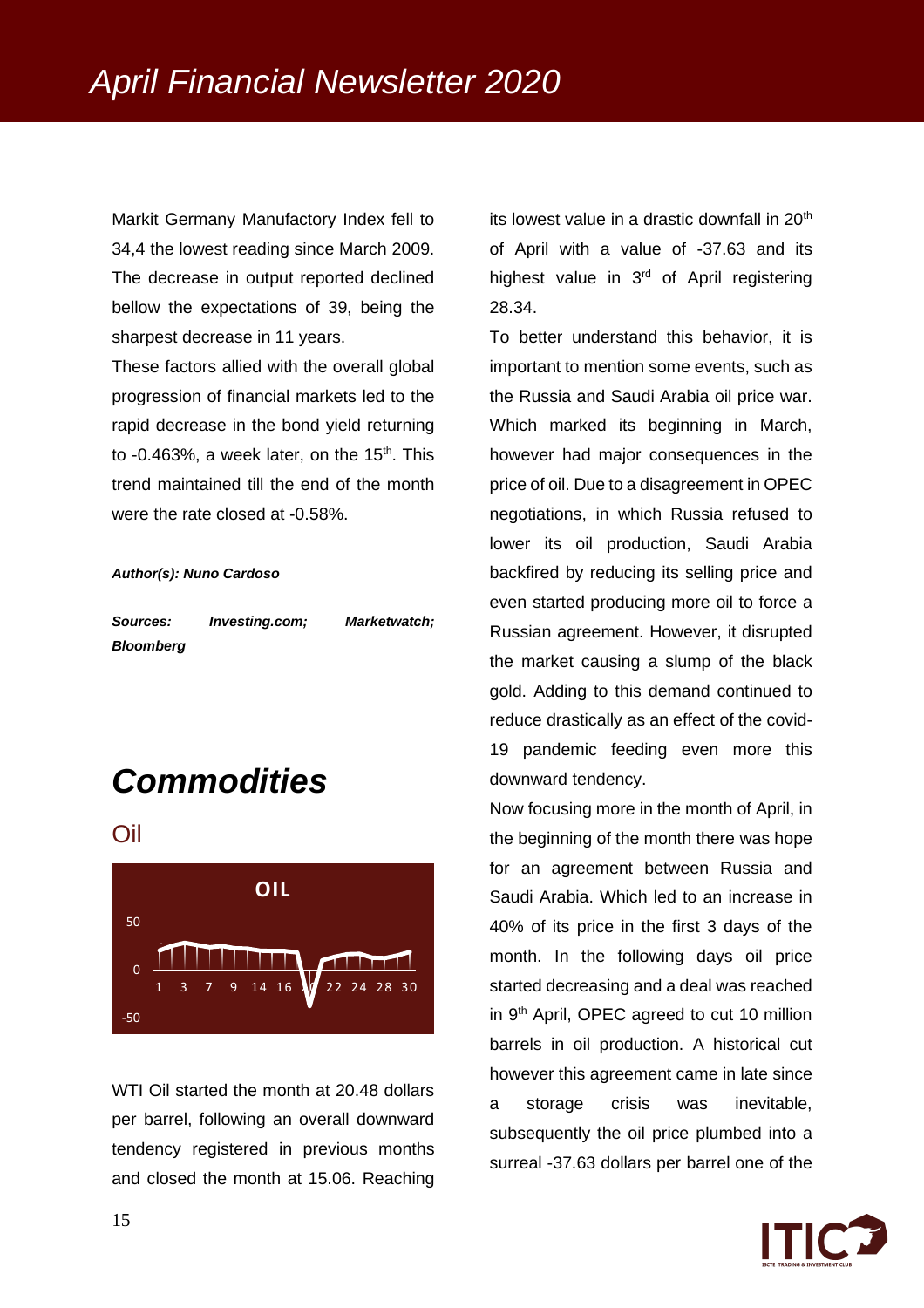Markit Germany Manufactory Index fell to 34,4 the lowest reading since March 2009. The decrease in output reported declined bellow the expectations of 39, being the sharpest decrease in 11 years.

These factors allied with the overall global progression of financial markets led to the rapid decrease in the bond yield returning to -0.463%, a week later, on the 15th. This trend maintained till the end of the month were the rate closed at -0.58%.

***Author(s): Nuno Cardoso***

***Sources: Investing.com; Marketwatch; Bloomberg***

# Commodities

## Oil

WTI Oil started the month at 20.48 dollars per barrel, following an overall downward tendency registered in previous months and closed the month at 15.06. Reaching its lowest value in a drastic downfall in 20th of April with a value of -37.63 and its highest value in 3rd of April registering 28.34.

To better understand this behavior, it is important to mention some events, such as the Russia and Saudi Arabia oil price war. Which marked its beginning in March, however had major consequences in the price of oil. Due to a disagreement in OPEC negotiations, in which Russia refused to lower its oil production, Saudi Arabia backfired by reducing its selling price and even started producing more oil to force a Russian agreement. However, it disrupted the market causing a slump of the black gold. Adding to this demand continued to reduce drastically as an effect of the covid-19 pandemic feeding even more this downward tendency.

Now focusing more in the month of April, in the beginning of the month there was hope for an agreement between Russia and Saudi Arabia. Which led to an increase in 40% of its price in the first 3 days of the month. In the following days oil price started decreasing and a deal was reached in 9th April, OPEC agreed to cut 10 million barrels in oil production. A historical cut however this agreement came in late since a storage crisis was inevitable, subsequently the oil price plumbed into a surreal -37.63 dollars per barrel one of the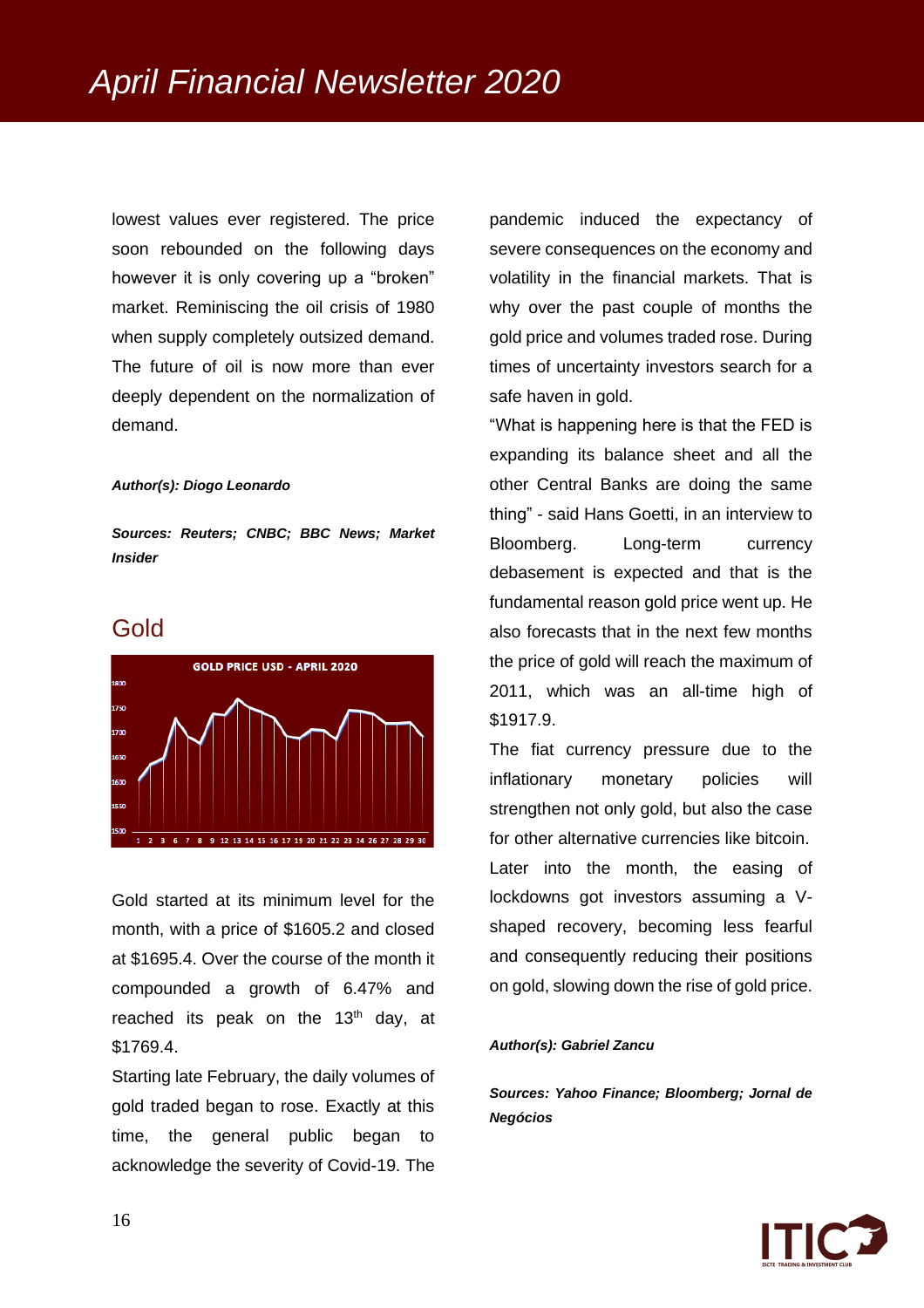lowest values ever registered. The price soon rebounded on the following days however it is only covering up a "broken" market. Reminiscing the oil crisis of 1980 when supply completely outsized demand. The future of oil is now more than ever deeply dependent on the normalization of demand.

***Author(s): Diogo Leonardo***

***Sources: Reuters; CNBC; BBC News; Market Insider***

## Gold

Gold started at its minimum level for the month, with a price of $1605.2 and closed at $1695.4. Over the course of the month it compounded a growth of 6.47% and reached its peak on the 13th day, at $1769.4.

Starting late February, the daily volumes of gold traded began to rose. Exactly at this time, the general public began to acknowledge the severity of Covid-19. The pandemic induced the expectancy of severe consequences on the economy and volatility in the financial markets. That is why over the past couple of months the gold price and volumes traded rose. During times of uncertainty investors search for a safe haven in gold.

"What is happening here is that the FED is expanding its balance sheet and all the other Central Banks are doing the same thing" - said Hans Goetti, in an interview to Bloomberg. Long-term currency debasement is expected and that is the fundamental reason gold price went up. He also forecasts that in the next few months the price of gold will reach the maximum of 2011, which was an all-time high of $1917.9.

The fiat currency pressure due to the inflationary monetary policies will strengthen not only gold, but also the case for other alternative currencies like bitcoin. Later into the month, the easing of lockdowns got investors assuming a V-shaped recovery, becoming less fearful and consequently reducing their positions on gold, slowing down the rise of gold price.

***Author(s): Gabriel Zancu***

***Sources: Yahoo Finance; Bloomberg; Jornal de Negócios***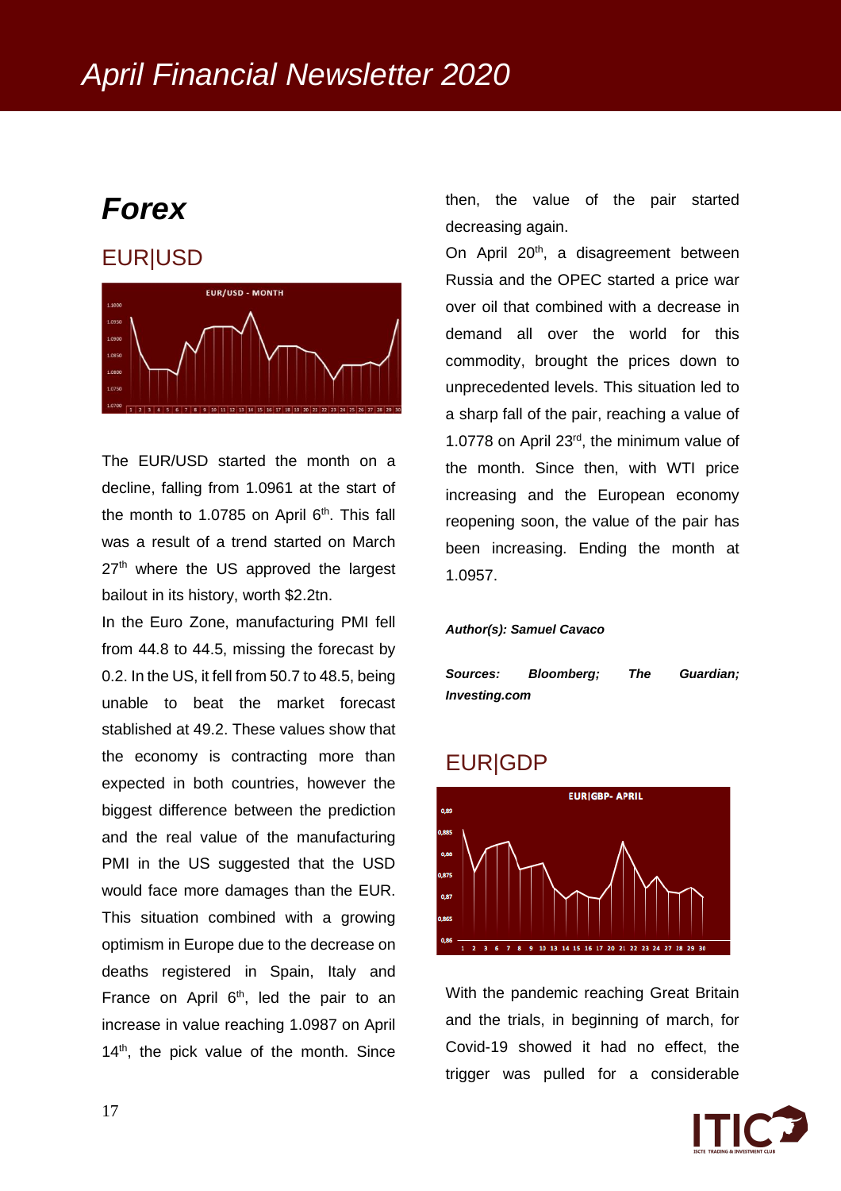# April Financial Newsletter 2020

## Forex

### EUR|USD

The EUR/USD started the month on a decline, falling from 1.0961 at the start of the month to 1.0785 on April 6th. This fall was a result of a trend started on March 27th where the US approved the largest bailout in its history, worth $2.2tn.

In the Euro Zone, manufacturing PMI fell from 44.8 to 44.5, missing the forecast by 0.2. In the US, it fell from 50.7 to 48.5, being unable to beat the market forecast stablished at 49.2. These values show that the economy is contracting more than expected in both countries, however the biggest difference between the prediction and the real value of the manufacturing PMI in the US suggested that the USD would face more damages than the EUR. This situation combined with a growing optimism in Europe due to the decrease on deaths registered in Spain, Italy and France on April 6th, led the pair to an increase in value reaching 1.0987 on April 14th, the pick value of the month. Since then, the value of the pair started decreasing again.

On April 20th, a disagreement between Russia and the OPEC started a price war over oil that combined with a decrease in demand all over the world for this commodity, brought the prices down to unprecedented levels. This situation led to a sharp fall of the pair, reaching a value of 1.0778 on April 23rd, the minimum value of the month. Since then, with WTI price increasing and the European economy reopening soon, the value of the pair has been increasing. Ending the month at 1.0957.

***Author(s): Samuel Cavaco***

***Sources: Bloomberg; The Guardian; Investing.com***

### EUR|GDP

With the pandemic reaching Great Britain and the trials, in beginning of march, for Covid-19 showed it had no effect, the trigger was pulled for a considerable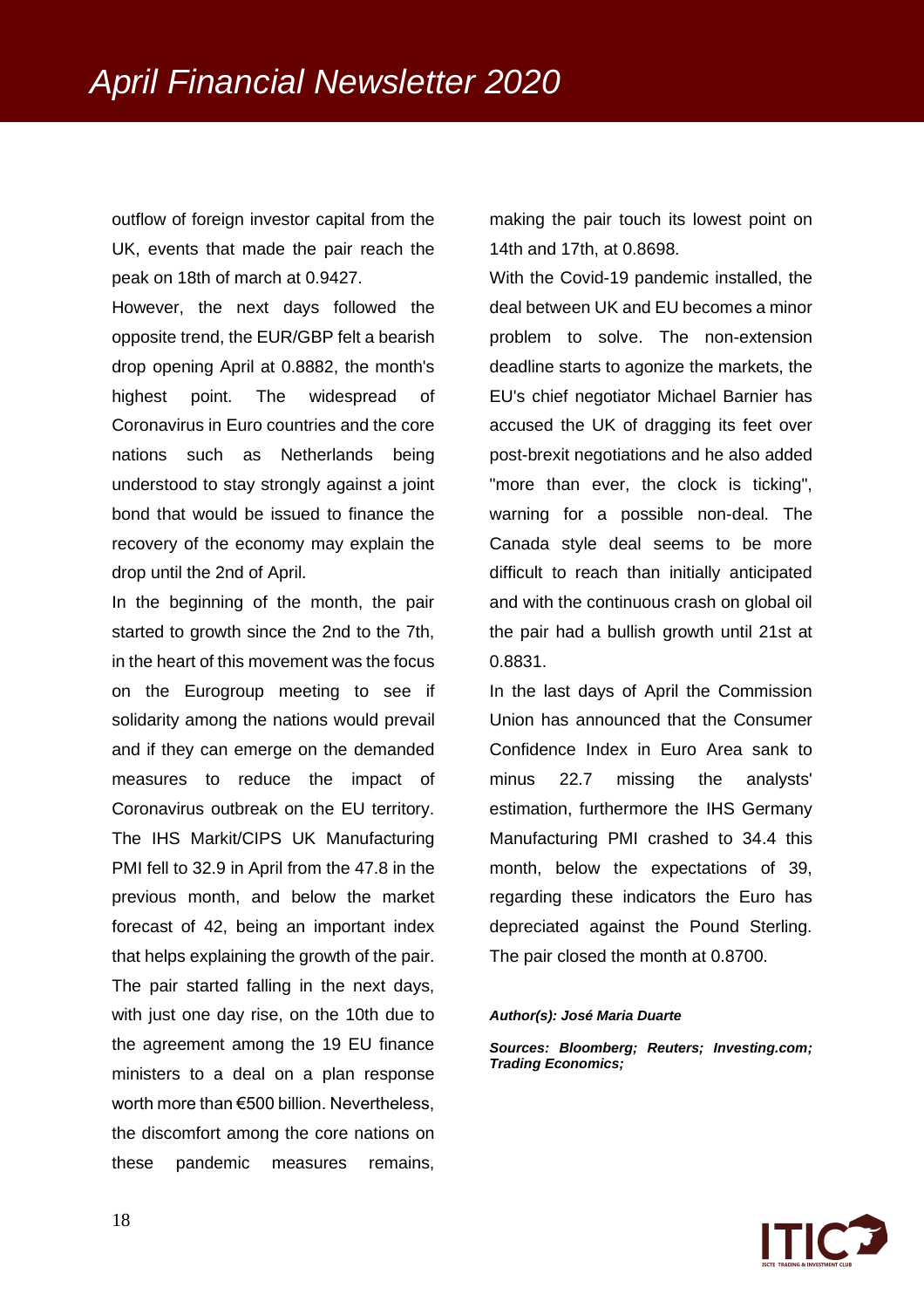outflow of foreign investor capital from the UK, events that made the pair reach the peak on 18th of march at 0.9427.

However, the next days followed the opposite trend, the EUR/GBP felt a bearish drop opening April at 0.8882, the month's highest point. The widespread of Coronavirus in Euro countries and the core nations such as Netherlands being understood to stay strongly against a joint bond that would be issued to finance the recovery of the economy may explain the drop until the 2nd of April.

In the beginning of the month, the pair started to growth since the 2nd to the 7th, in the heart of this movement was the focus on the Eurogroup meeting to see if solidarity among the nations would prevail and if they can emerge on the demanded measures to reduce the impact of Coronavirus outbreak on the EU territory. The IHS Markit/CIPS UK Manufacturing PMI fell to 32.9 in April from the 47.8 in the previous month, and below the market forecast of 42, being an important index that helps explaining the growth of the pair. The pair started falling in the next days, with just one day rise, on the 10th due to the agreement among the 19 EU finance ministers to a deal on a plan response worth more than €500 billion. Nevertheless, the discomfort among the core nations on these pandemic measures remains, making the pair touch its lowest point on 14th and 17th, at 0.8698.

With the Covid-19 pandemic installed, the deal between UK and EU becomes a minor problem to solve. The non-extension deadline starts to agonize the markets, the EU's chief negotiator Michael Barnier has accused the UK of dragging its feet over post-brexit negotiations and he also added "more than ever, the clock is ticking", warning for a possible non-deal. The Canada style deal seems to be more difficult to reach than initially anticipated and with the continuous crash on global oil the pair had a bullish growth until 21st at 0.8831.

In the last days of April the Commission Union has announced that the Consumer Confidence Index in Euro Area sank to minus 22.7 missing the analysts' estimation, furthermore the IHS Germany Manufacturing PMI crashed to 34.4 this month, below the expectations of 39, regarding these indicators the Euro has depreciated against the Pound Sterling. The pair closed the month at 0.8700.

***Author(s): José Maria Duarte***

***Sources: Bloomberg; Reuters; Investing.com; Trading Economics;***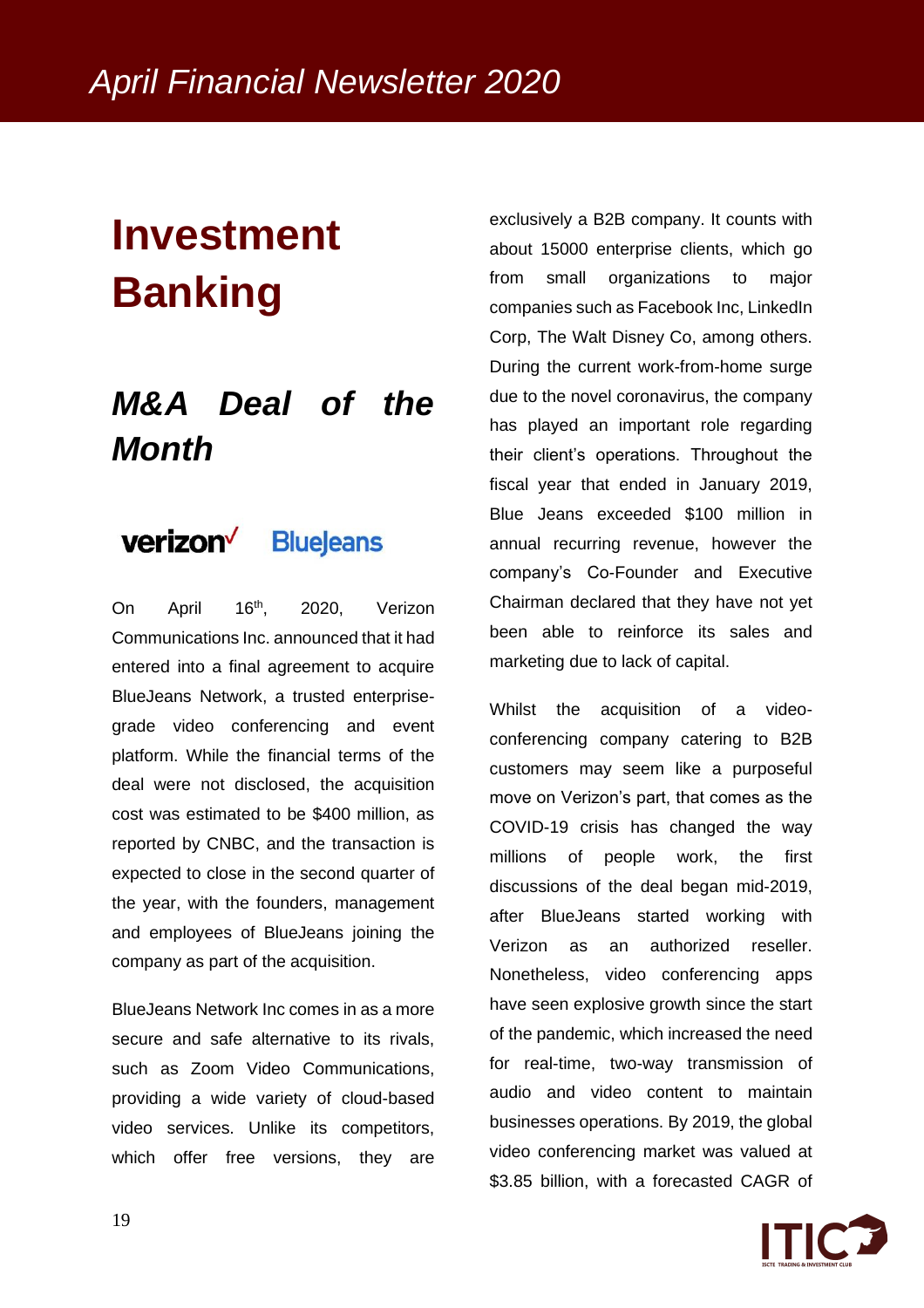# Investment Banking

## *M&A Deal of the Month*

On April 16th, 2020, Verizon Communications Inc. announced that it had entered into a final agreement to acquire BlueJeans Network, a trusted enterprise-grade video conferencing and event platform. While the financial terms of the deal were not disclosed, the acquisition cost was estimated to be $400 million, as reported by CNBC, and the transaction is expected to close in the second quarter of the year, with the founders, management and employees of BlueJeans joining the company as part of the acquisition.

BlueJeans Network Inc comes in as a more secure and safe alternative to its rivals, such as Zoom Video Communications, providing a wide variety of cloud-based video services. Unlike its competitors, which offer free versions, they are exclusively a B2B company. It counts with about 15000 enterprise clients, which go from small organizations to major companies such as Facebook Inc, LinkedIn Corp, The Walt Disney Co, among others. During the current work-from-home surge due to the novel coronavirus, the company has played an important role regarding their client's operations. Throughout the fiscal year that ended in January 2019, Blue Jeans exceeded $100 million in annual recurring revenue, however the company's Co-Founder and Executive Chairman declared that they have not yet been able to reinforce its sales and marketing due to lack of capital.

Whilst the acquisition of a video-conferencing company catering to B2B customers may seem like a purposeful move on Verizon's part, that comes as the COVID-19 crisis has changed the way millions of people work, the first discussions of the deal began mid-2019, after BlueJeans started working with Verizon as an authorized reseller. Nonetheless, video conferencing apps have seen explosive growth since the start of the pandemic, which increased the need for real-time, two-way transmission of audio and video content to maintain businesses operations. By 2019, the global video conferencing market was valued at $3.85 billion, with a forecasted CAGR of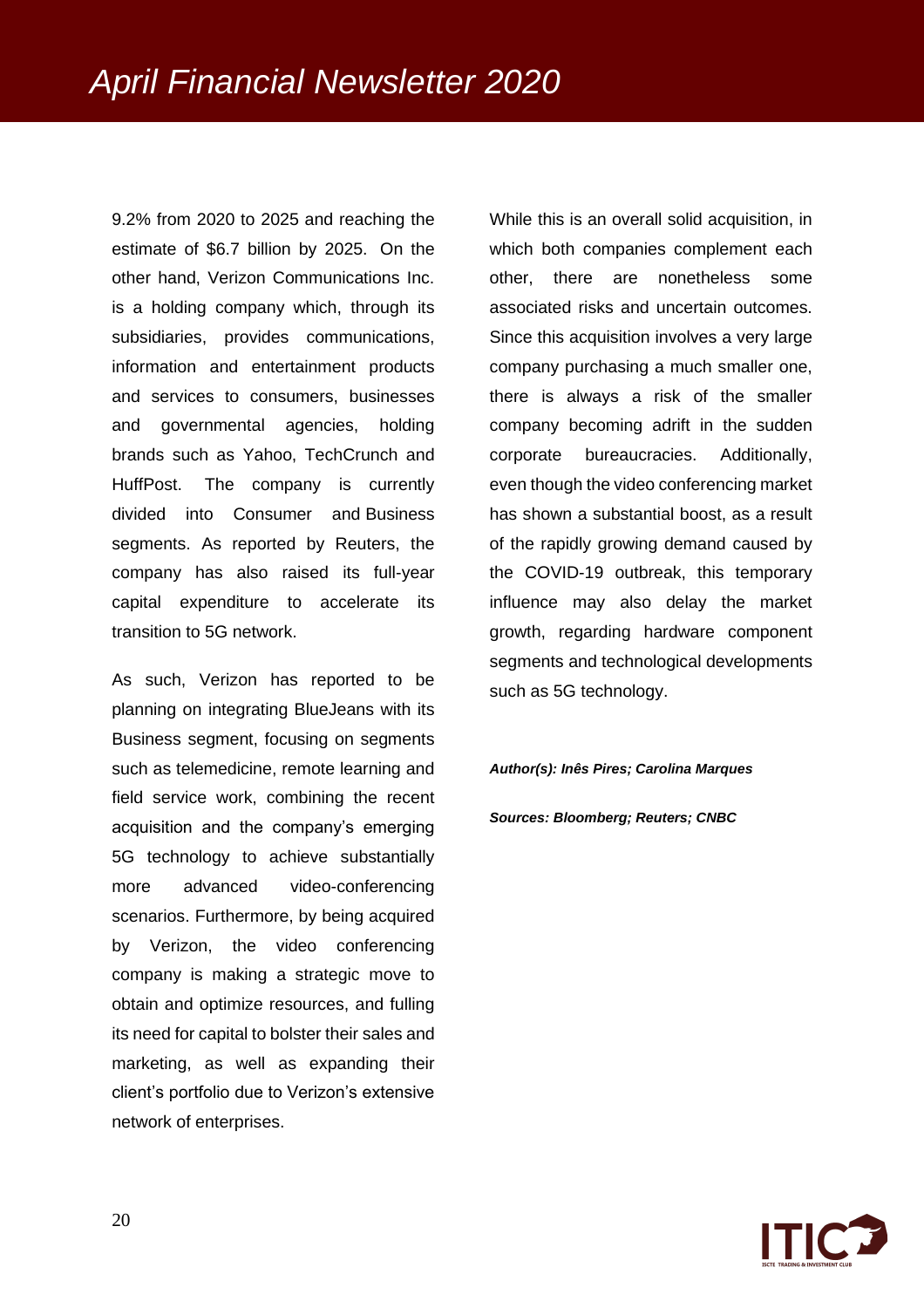9.2% from 2020 to 2025 and reaching the estimate of $6.7 billion by 2025. On the other hand, Verizon Communications Inc. is a holding company which, through its subsidiaries, provides communications, information and entertainment products and services to consumers, businesses and governmental agencies, holding brands such as Yahoo, TechCrunch and HuffPost. The company is currently divided into Consumer and Business segments. As reported by Reuters, the company has also raised its full-year capital expenditure to accelerate its transition to 5G network.

As such, Verizon has reported to be planning on integrating BlueJeans with its Business segment, focusing on segments such as telemedicine, remote learning and field service work, combining the recent acquisition and the company's emerging 5G technology to achieve substantially more advanced video-conferencing scenarios. Furthermore, by being acquired by Verizon, the video conferencing company is making a strategic move to obtain and optimize resources, and fulling its need for capital to bolster their sales and marketing, as well as expanding their client's portfolio due to Verizon's extensive network of enterprises.

While this is an overall solid acquisition, in which both companies complement each other, there are nonetheless some associated risks and uncertain outcomes. Since this acquisition involves a very large company purchasing a much smaller one, there is always a risk of the smaller company becoming adrift in the sudden corporate bureaucracies. Additionally, even though the video conferencing market has shown a substantial boost, as a result of the rapidly growing demand caused by the COVID-19 outbreak, this temporary influence may also delay the market growth, regarding hardware component segments and technological developments such as 5G technology.

***Author(s): Inês Pires; Carolina Marques***

***Sources: Bloomberg; Reuters; CNBC***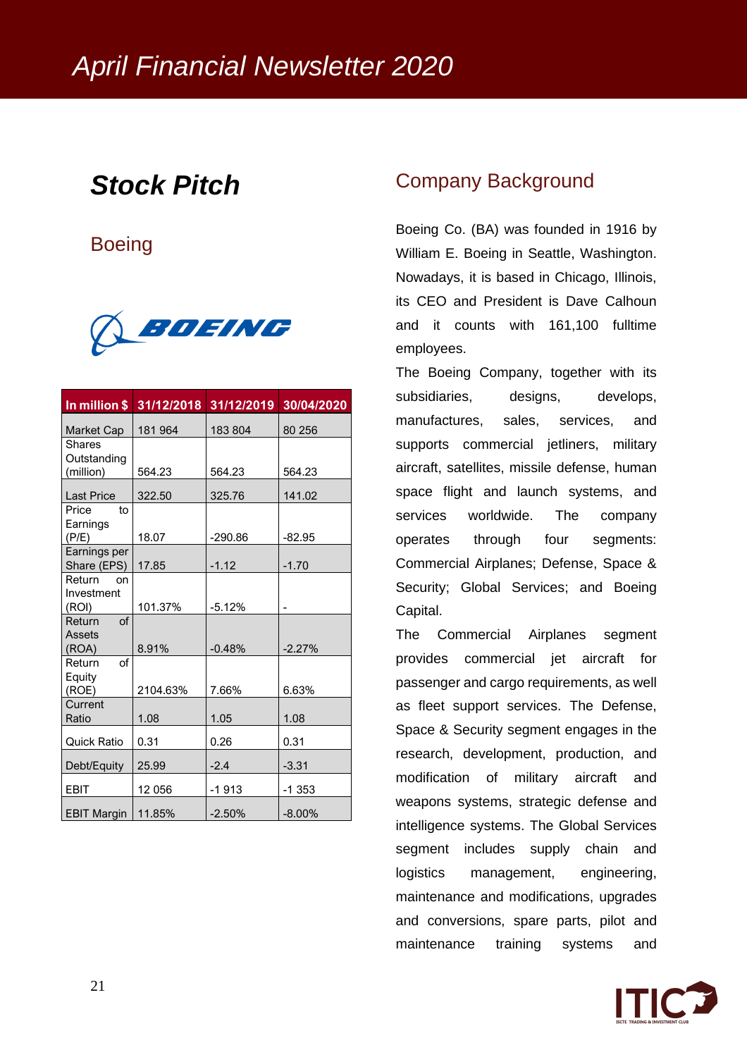# Stock Pitch

## Boeing

| In million $ | 31/12/2018 | 31/12/2019 | 30/04/2020 |
|---|---|---|---|
| Market Cap | 181 964 | 183 804 | 80 256 |
| Shares Outstanding (million) | 564.23 | 564.23 | 564.23 |
| Last Price | 322.50 | 325.76 | 141.02 |
| Price to Earnings (P/E) | 18.07 | -290.86 | -82.95 |
| Earnings per Share (EPS) | 17.85 | -1.12 | -1.70 |
| Return on Investment (ROI) | 101.37% | -5.12% | - |
| Return of Assets (ROA) | 8.91% | -0.48% | -2.27% |
| Return of Equity (ROE) | 2104.63% | 7.66% | 6.63% |
| Current Ratio | 1.08 | 1.05 | 1.08 |
| Quick Ratio | 0.31 | 0.26 | 0.31 |
| Debt/Equity | 25.99 | -2.4 | -3.31 |
| EBIT | 12 056 | -1 913 | -1 353 |
| EBIT Margin | 11.85% | -2.50% | -8.00% |

## Company Background

Boeing Co. (BA) was founded in 1916 by William E. Boeing in Seattle, Washington. Nowadays, it is based in Chicago, Illinois, its CEO and President is Dave Calhoun and it counts with 161,100 fulltime employees.

The Boeing Company, together with its subsidiaries, designs, develops, manufactures, sales, services, and supports commercial jetliners, military aircraft, satellites, missile defense, human space flight and launch systems, and services worldwide. The company operates through four segments: Commercial Airplanes; Defense, Space & Security; Global Services; and Boeing Capital.

The Commercial Airplanes segment provides commercial jet aircraft for passenger and cargo requirements, as well as fleet support services. The Defense, Space & Security segment engages in the research, development, production, and modification of military aircraft and weapons systems, strategic defense and intelligence systems. The Global Services segment includes supply chain and logistics management, engineering, maintenance and modifications, upgrades and conversions, spare parts, pilot and maintenance training systems and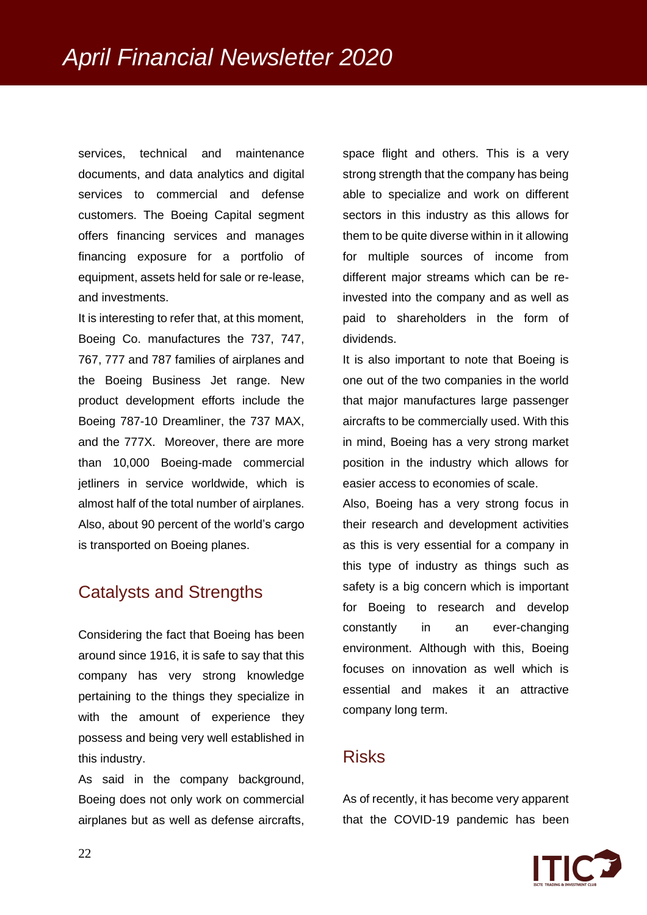services, technical and maintenance documents, and data analytics and digital services to commercial and defense customers. The Boeing Capital segment offers financing services and manages financing exposure for a portfolio of equipment, assets held for sale or re-lease, and investments.

It is interesting to refer that, at this moment, Boeing Co. manufactures the 737, 747, 767, 777 and 787 families of airplanes and the Boeing Business Jet range. New product development efforts include the Boeing 787-10 Dreamliner, the 737 MAX, and the 777X. Moreover, there are more than 10,000 Boeing-made commercial jetliners in service worldwide, which is almost half of the total number of airplanes. Also, about 90 percent of the world's cargo is transported on Boeing planes.

## Catalysts and Strengths

Considering the fact that Boeing has been around since 1916, it is safe to say that this company has very strong knowledge pertaining to the things they specialize in with the amount of experience they possess and being very well established in this industry.

As said in the company background, Boeing does not only work on commercial airplanes but as well as defense aircrafts, space flight and others. This is a very strong strength that the company has being able to specialize and work on different sectors in this industry as this allows for them to be quite diverse within in it allowing for multiple sources of income from different major streams which can be re-invested into the company and as well as paid to shareholders in the form of dividends.

It is also important to note that Boeing is one out of the two companies in the world that major manufactures large passenger aircrafts to be commercially used. With this in mind, Boeing has a very strong market position in the industry which allows for easier access to economies of scale.

Also, Boeing has a very strong focus in their research and development activities as this is very essential for a company in this type of industry as things such as safety is a big concern which is important for Boeing to research and develop constantly in an ever-changing environment. Although with this, Boeing focuses on innovation as well which is essential and makes it an attractive company long term.

## Risks

As of recently, it has become very apparent that the COVID-19 pandemic has been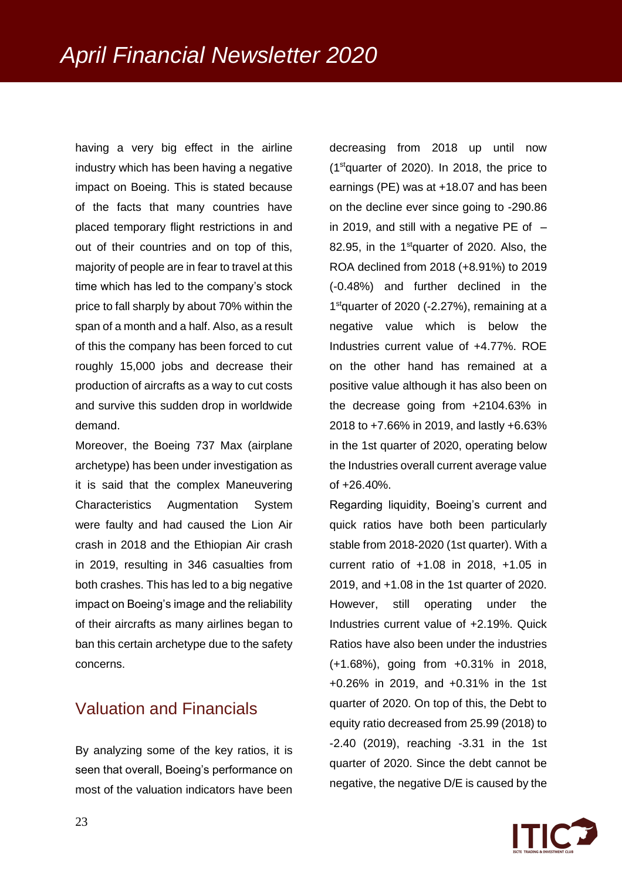having a very big effect in the airline industry which has been having a negative impact on Boeing. This is stated because of the facts that many countries have placed temporary flight restrictions in and out of their countries and on top of this, majority of people are in fear to travel at this time which has led to the company's stock price to fall sharply by about 70% within the span of a month and a half. Also, as a result of this the company has been forced to cut roughly 15,000 jobs and decrease their production of aircrafts as a way to cut costs and survive this sudden drop in worldwide demand.

Moreover, the Boeing 737 Max (airplane archetype) has been under investigation as it is said that the complex Maneuvering Characteristics Augmentation System were faulty and had caused the Lion Air crash in 2018 and the Ethiopian Air crash in 2019, resulting in 346 casualties from both crashes. This has led to a big negative impact on Boeing's image and the reliability of their aircrafts as many airlines began to ban this certain archetype due to the safety concerns.

## Valuation and Financials

By analyzing some of the key ratios, it is seen that overall, Boeing's performance on most of the valuation indicators have been decreasing from 2018 up until now (1st quarter of 2020). In 2018, the price to earnings (PE) was at +18.07 and has been on the decline ever since going to -290.86 in 2019, and still with a negative PE of – 82.95, in the 1st quarter of 2020. Also, the ROA declined from 2018 (+8.91%) to 2019 (-0.48%) and further declined in the 1st quarter of 2020 (-2.27%), remaining at a negative value which is below the Industries current value of +4.77%. ROE on the other hand has remained at a positive value although it has also been on the decrease going from +2104.63% in 2018 to +7.66% in 2019, and lastly +6.63% in the 1st quarter of 2020, operating below the Industries overall current average value of +26.40%.

Regarding liquidity, Boeing's current and quick ratios have both been particularly stable from 2018-2020 (1st quarter). With a current ratio of +1.08 in 2018, +1.05 in 2019, and +1.08 in the 1st quarter of 2020. However, still operating under the Industries current value of +2.19%. Quick Ratios have also been under the industries (+1.68%), going from +0.31% in 2018, +0.26% in 2019, and +0.31% in the 1st quarter of 2020. On top of this, the Debt to equity ratio decreased from 25.99 (2018) to -2.40 (2019), reaching -3.31 in the 1st quarter of 2020. Since the debt cannot be negative, the negative D/E is caused by the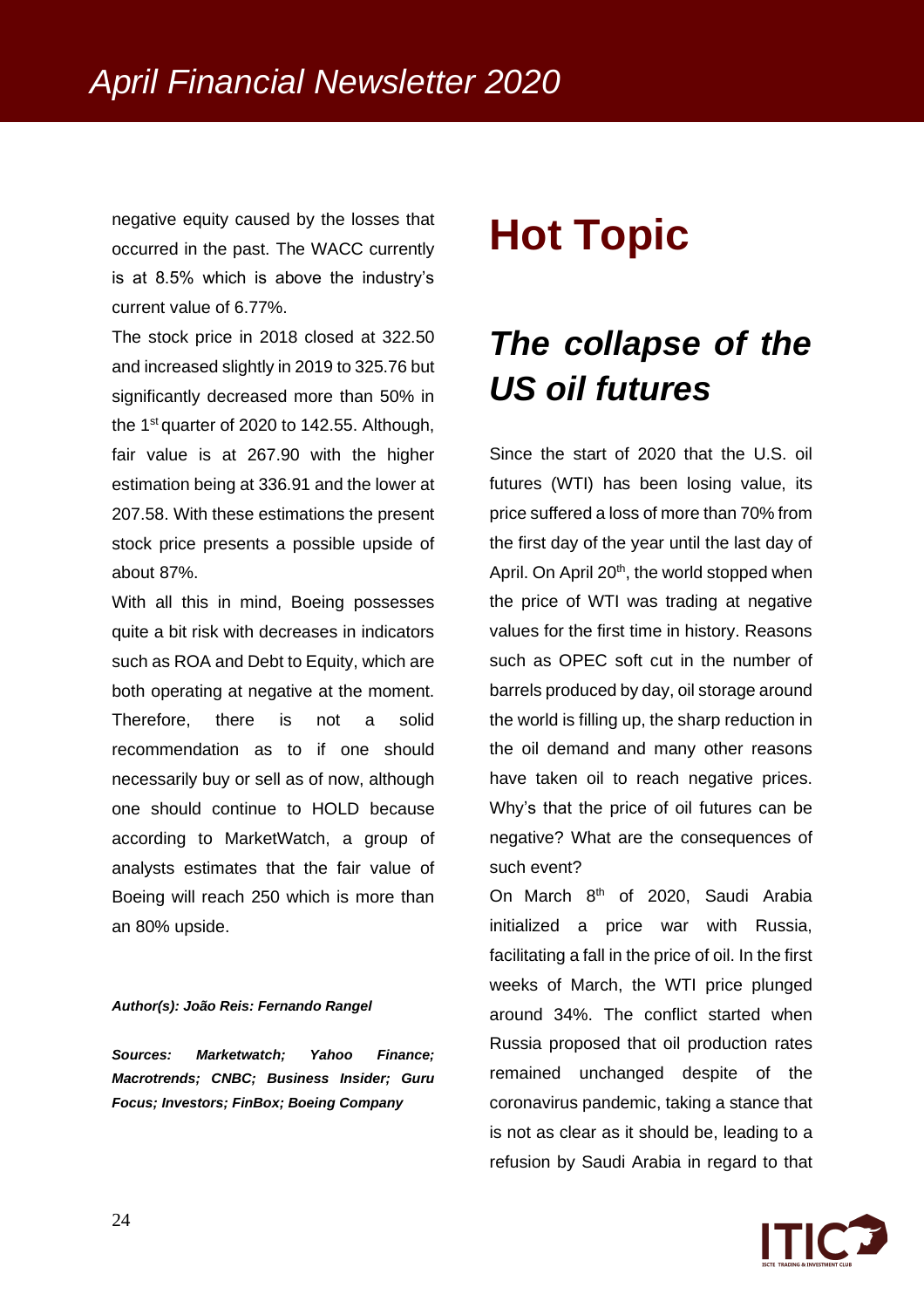negative equity caused by the losses that occurred in the past. The WACC currently is at 8.5% which is above the industry's current value of 6.77%.

The stock price in 2018 closed at 322.50 and increased slightly in 2019 to 325.76 but significantly decreased more than 50% in the 1st quarter of 2020 to 142.55. Although, fair value is at 267.90 with the higher estimation being at 336.91 and the lower at 207.58. With these estimations the present stock price presents a possible upside of about 87%.

With all this in mind, Boeing possesses quite a bit risk with decreases in indicators such as ROA and Debt to Equity, which are both operating at negative at the moment. Therefore, there is not a solid recommendation as to if one should necessarily buy or sell as of now, although one should continue to HOLD because according to MarketWatch, a group of analysts estimates that the fair value of Boeing will reach 250 which is more than an 80% upside.

***Author(s): João Reis: Fernando Rangel***

***Sources: Marketwatch; Yahoo Finance; Macrotrends; CNBC; Business Insider; Guru Focus; Investors; FinBox; Boeing Company***

# Hot Topic

## *The collapse of the US oil futures*

Since the start of 2020 that the U.S. oil futures (WTI) has been losing value, its price suffered a loss of more than 70% from the first day of the year until the last day of April. On April 20th, the world stopped when the price of WTI was trading at negative values for the first time in history. Reasons such as OPEC soft cut in the number of barrels produced by day, oil storage around the world is filling up, the sharp reduction in the oil demand and many other reasons have taken oil to reach negative prices. Why's that the price of oil futures can be negative? What are the consequences of such event?

On March 8th of 2020, Saudi Arabia initialized a price war with Russia, facilitating a fall in the price of oil. In the first weeks of March, the WTI price plunged around 34%. The conflict started when Russia proposed that oil production rates remained unchanged despite of the coronavirus pandemic, taking a stance that is not as clear as it should be, leading to a refusion by Saudi Arabia in regard to that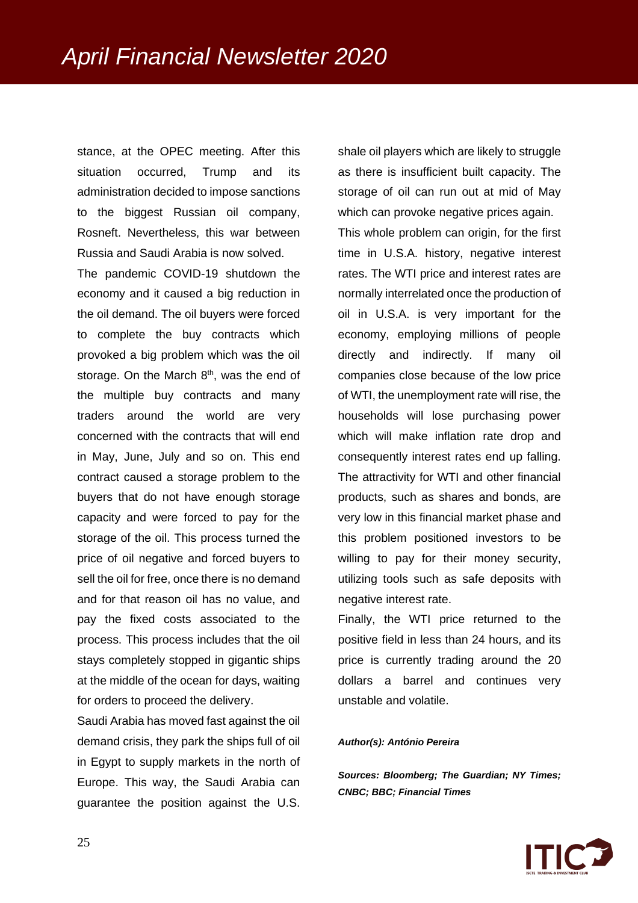stance, at the OPEC meeting. After this situation occurred, Trump and its administration decided to impose sanctions to the biggest Russian oil company, Rosneft. Nevertheless, this war between Russia and Saudi Arabia is now solved.

The pandemic COVID-19 shutdown the economy and it caused a big reduction in the oil demand. The oil buyers were forced to complete the buy contracts which provoked a big problem which was the oil storage. On the March 8th, was the end of the multiple buy contracts and many traders around the world are very concerned with the contracts that will end in May, June, July and so on. This end contract caused a storage problem to the buyers that do not have enough storage capacity and were forced to pay for the storage of the oil. This process turned the price of oil negative and forced buyers to sell the oil for free, once there is no demand and for that reason oil has no value, and pay the fixed costs associated to the process. This process includes that the oil stays completely stopped in gigantic ships at the middle of the ocean for days, waiting for orders to proceed the delivery.

Saudi Arabia has moved fast against the oil demand crisis, they park the ships full of oil in Egypt to supply markets in the north of Europe. This way, the Saudi Arabia can guarantee the position against the U.S. shale oil players which are likely to struggle as there is insufficient built capacity. The storage of oil can run out at mid of May which can provoke negative prices again.

This whole problem can origin, for the first time in U.S.A. history, negative interest rates. The WTI price and interest rates are normally interrelated once the production of oil in U.S.A. is very important for the economy, employing millions of people directly and indirectly. If many oil companies close because of the low price of WTI, the unemployment rate will rise, the households will lose purchasing power which will make inflation rate drop and consequently interest rates end up falling. The attractivity for WTI and other financial products, such as shares and bonds, are very low in this financial market phase and this problem positioned investors to be willing to pay for their money security, utilizing tools such as safe deposits with negative interest rate.

Finally, the WTI price returned to the positive field in less than 24 hours, and its price is currently trading around the 20 dollars a barrel and continues very unstable and volatile.

***Author(s): António Pereira***

***Sources: Bloomberg; The Guardian; NY Times; CNBC; BBC; Financial Times***